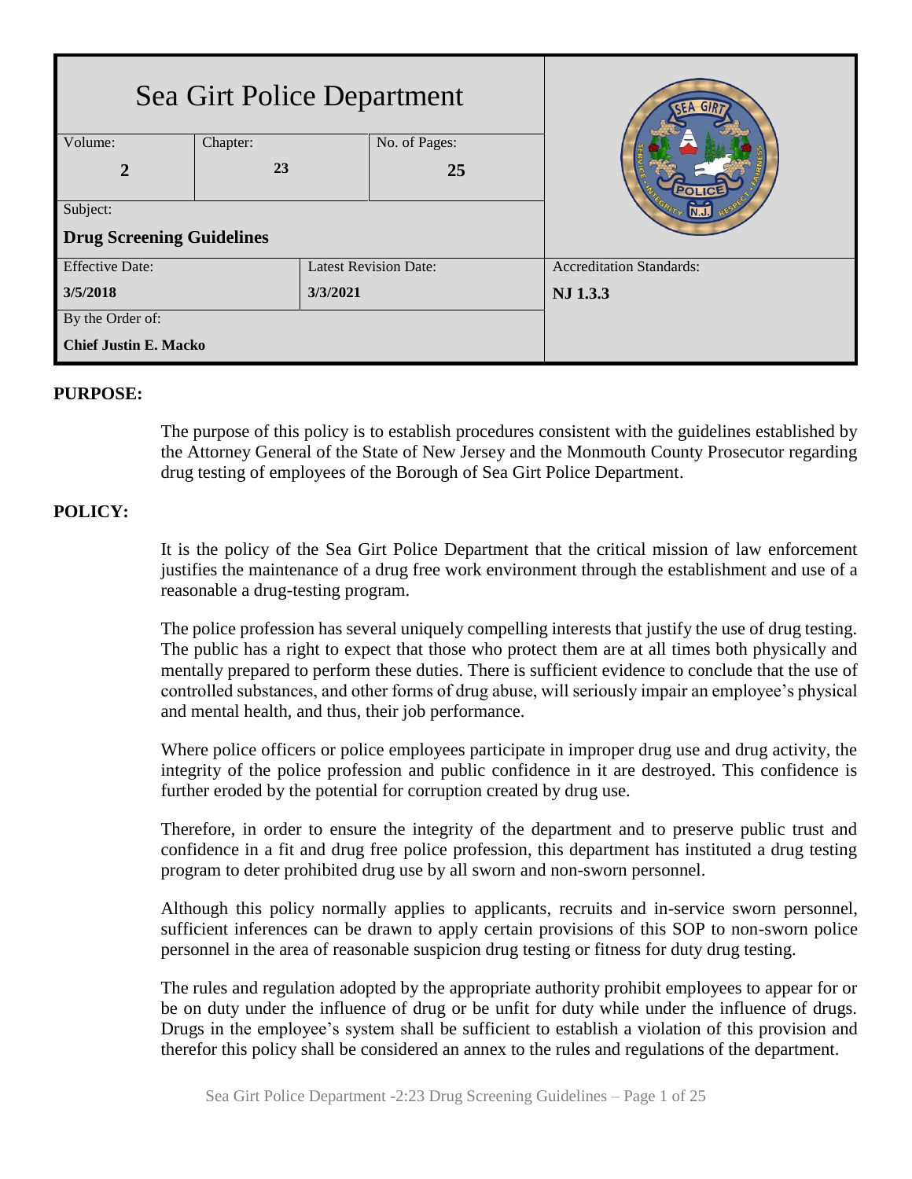# Sea Girt Police Department

| Volume: | Chapter: | No. of Pages: |
|---|---|---|
| **2** | **23** | **25** |

| Subject: | |
|---|---|
| **Drug Screening Guidelines** | |

| Effective Date: | Latest Revision Date: | Accreditation Standards: |
|---|---|---|
| **3/5/2018** | **3/3/2021** | **NJ 1.3.3** |

By the Order of:

**Chief Justin E. Macko**

## PURPOSE:

The purpose of this policy is to establish procedures consistent with the guidelines established by the Attorney General of the State of New Jersey and the Monmouth County Prosecutor regarding drug testing of employees of the Borough of Sea Girt Police Department.

## POLICY:

It is the policy of the Sea Girt Police Department that the critical mission of law enforcement justifies the maintenance of a drug free work environment through the establishment and use of a reasonable a drug-testing program.

The police profession has several uniquely compelling interests that justify the use of drug testing. The public has a right to expect that those who protect them are at all times both physically and mentally prepared to perform these duties. There is sufficient evidence to conclude that the use of controlled substances, and other forms of drug abuse, will seriously impair an employee's physical and mental health, and thus, their job performance.

Where police officers or police employees participate in improper drug use and drug activity, the integrity of the police profession and public confidence in it are destroyed. This confidence is further eroded by the potential for corruption created by drug use.

Therefore, in order to ensure the integrity of the department and to preserve public trust and confidence in a fit and drug free police profession, this department has instituted a drug testing program to deter prohibited drug use by all sworn and non-sworn personnel.

Although this policy normally applies to applicants, recruits and in-service sworn personnel, sufficient inferences can be drawn to apply certain provisions of this SOP to non-sworn police personnel in the area of reasonable suspicion drug testing or fitness for duty drug testing.

The rules and regulation adopted by the appropriate authority prohibit employees to appear for or be on duty under the influence of drug or be unfit for duty while under the influence of drugs. Drugs in the employee's system shall be sufficient to establish a violation of this provision and therefor this policy shall be considered an annex to the rules and regulations of the department.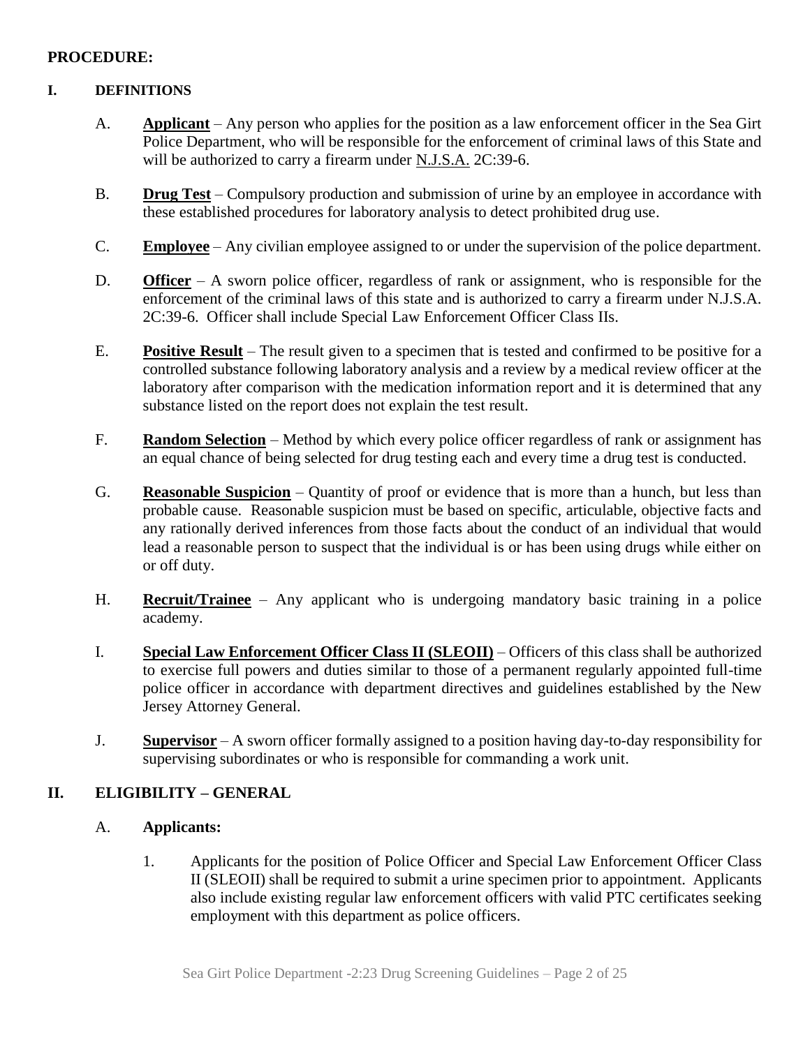**PROCEDURE:**

**I. DEFINITIONS**

A. **Applicant** – Any person who applies for the position as a law enforcement officer in the Sea Girt Police Department, who will be responsible for the enforcement of criminal laws of this State and will be authorized to carry a firearm under N.J.S.A. 2C:39-6.

B. **Drug Test** – Compulsory production and submission of urine by an employee in accordance with these established procedures for laboratory analysis to detect prohibited drug use.

C. **Employee** – Any civilian employee assigned to or under the supervision of the police department.

D. **Officer** – A sworn police officer, regardless of rank or assignment, who is responsible for the enforcement of the criminal laws of this state and is authorized to carry a firearm under N.J.S.A. 2C:39-6. Officer shall include Special Law Enforcement Officer Class IIs.

E. **Positive Result** – The result given to a specimen that is tested and confirmed to be positive for a controlled substance following laboratory analysis and a review by a medical review officer at the laboratory after comparison with the medication information report and it is determined that any substance listed on the report does not explain the test result.

F. **Random Selection** – Method by which every police officer regardless of rank or assignment has an equal chance of being selected for drug testing each and every time a drug test is conducted.

G. **Reasonable Suspicion** – Quantity of proof or evidence that is more than a hunch, but less than probable cause. Reasonable suspicion must be based on specific, articulable, objective facts and any rationally derived inferences from those facts about the conduct of an individual that would lead a reasonable person to suspect that the individual is or has been using drugs while either on or off duty.

H. **Recruit/Trainee** – Any applicant who is undergoing mandatory basic training in a police academy.

I. **Special Law Enforcement Officer Class II (SLEOII)** – Officers of this class shall be authorized to exercise full powers and duties similar to those of a permanent regularly appointed full-time police officer in accordance with department directives and guidelines established by the New Jersey Attorney General.

J. **Supervisor** – A sworn officer formally assigned to a position having day-to-day responsibility for supervising subordinates or who is responsible for commanding a work unit.

**II. ELIGIBILITY – GENERAL**

A. **Applicants:**

1. Applicants for the position of Police Officer and Special Law Enforcement Officer Class II (SLEOII) shall be required to submit a urine specimen prior to appointment. Applicants also include existing regular law enforcement officers with valid PTC certificates seeking employment with this department as police officers.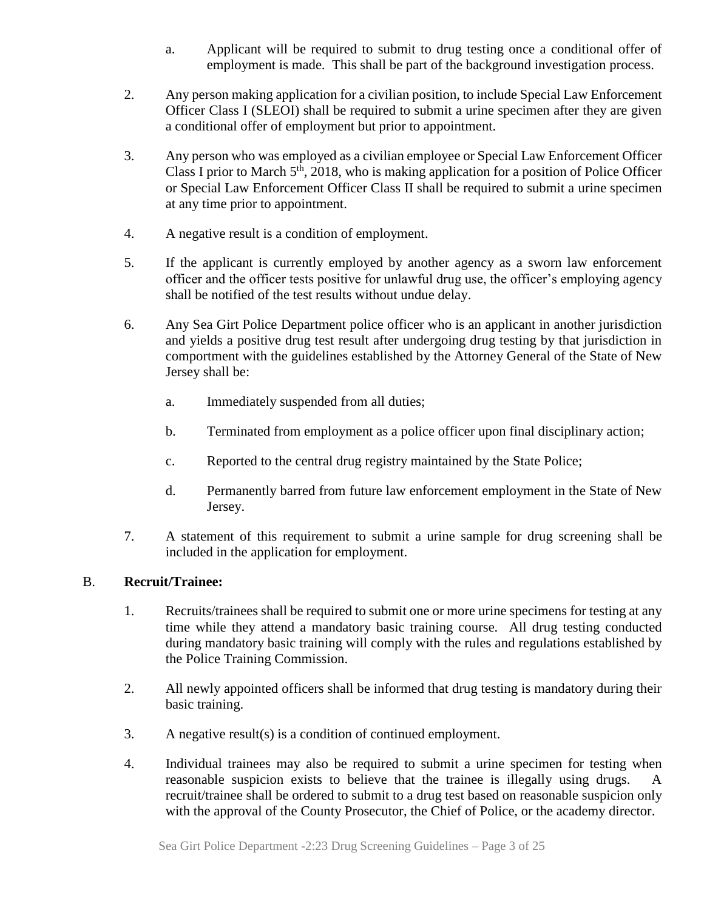a. Applicant will be required to submit to drug testing once a conditional offer of employment is made. This shall be part of the background investigation process.

2. Any person making application for a civilian position, to include Special Law Enforcement Officer Class I (SLEOI) shall be required to submit a urine specimen after they are given a conditional offer of employment but prior to appointment.

3. Any person who was employed as a civilian employee or Special Law Enforcement Officer Class I prior to March 5th, 2018, who is making application for a position of Police Officer or Special Law Enforcement Officer Class II shall be required to submit a urine specimen at any time prior to appointment.

4. A negative result is a condition of employment.

5. If the applicant is currently employed by another agency as a sworn law enforcement officer and the officer tests positive for unlawful drug use, the officer's employing agency shall be notified of the test results without undue delay.

6. Any Sea Girt Police Department police officer who is an applicant in another jurisdiction and yields a positive drug test result after undergoing drug testing by that jurisdiction in comportment with the guidelines established by the Attorney General of the State of New Jersey shall be:

   a. Immediately suspended from all duties;

   b. Terminated from employment as a police officer upon final disciplinary action;

   c. Reported to the central drug registry maintained by the State Police;

   d. Permanently barred from future law enforcement employment in the State of New Jersey.

7. A statement of this requirement to submit a urine sample for drug screening shall be included in the application for employment.

B. **Recruit/Trainee:**

1. Recruits/trainees shall be required to submit one or more urine specimens for testing at any time while they attend a mandatory basic training course. All drug testing conducted during mandatory basic training will comply with the rules and regulations established by the Police Training Commission.

2. All newly appointed officers shall be informed that drug testing is mandatory during their basic training.

3. A negative result(s) is a condition of continued employment.

4. Individual trainees may also be required to submit a urine specimen for testing when reasonable suspicion exists to believe that the trainee is illegally using drugs. A recruit/trainee shall be ordered to submit to a drug test based on reasonable suspicion only with the approval of the County Prosecutor, the Chief of Police, or the academy director.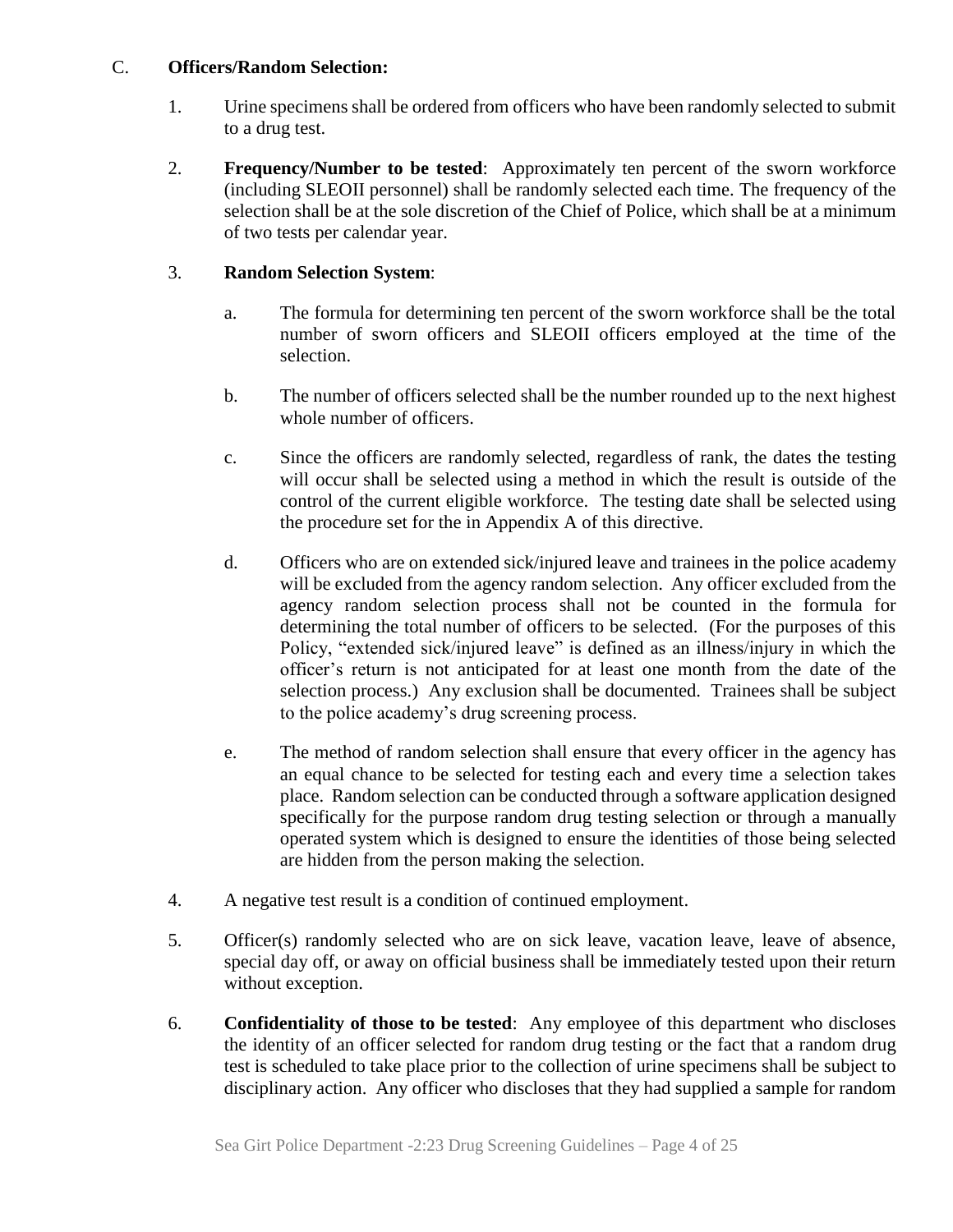C. **Officers/Random Selection:**

1. Urine specimens shall be ordered from officers who have been randomly selected to submit to a drug test.

2. **Frequency/Number to be tested**: Approximately ten percent of the sworn workforce (including SLEOII personnel) shall be randomly selected each time. The frequency of the selection shall be at the sole discretion of the Chief of Police, which shall be at a minimum of two tests per calendar year.

3. **Random Selection System**:

   a. The formula for determining ten percent of the sworn workforce shall be the total number of sworn officers and SLEOII officers employed at the time of the selection.

   b. The number of officers selected shall be the number rounded up to the next highest whole number of officers.

   c. Since the officers are randomly selected, regardless of rank, the dates the testing will occur shall be selected using a method in which the result is outside of the control of the current eligible workforce. The testing date shall be selected using the procedure set for the in Appendix A of this directive.

   d. Officers who are on extended sick/injured leave and trainees in the police academy will be excluded from the agency random selection. Any officer excluded from the agency random selection process shall not be counted in the formula for determining the total number of officers to be selected. (For the purposes of this Policy, "extended sick/injured leave" is defined as an illness/injury in which the officer's return is not anticipated for at least one month from the date of the selection process.) Any exclusion shall be documented. Trainees shall be subject to the police academy's drug screening process.

   e. The method of random selection shall ensure that every officer in the agency has an equal chance to be selected for testing each and every time a selection takes place. Random selection can be conducted through a software application designed specifically for the purpose random drug testing selection or through a manually operated system which is designed to ensure the identities of those being selected are hidden from the person making the selection.

4. A negative test result is a condition of continued employment.

5. Officer(s) randomly selected who are on sick leave, vacation leave, leave of absence, special day off, or away on official business shall be immediately tested upon their return without exception.

6. **Confidentiality of those to be tested**: Any employee of this department who discloses the identity of an officer selected for random drug testing or the fact that a random drug test is scheduled to take place prior to the collection of urine specimens shall be subject to disciplinary action. Any officer who discloses that they had supplied a sample for random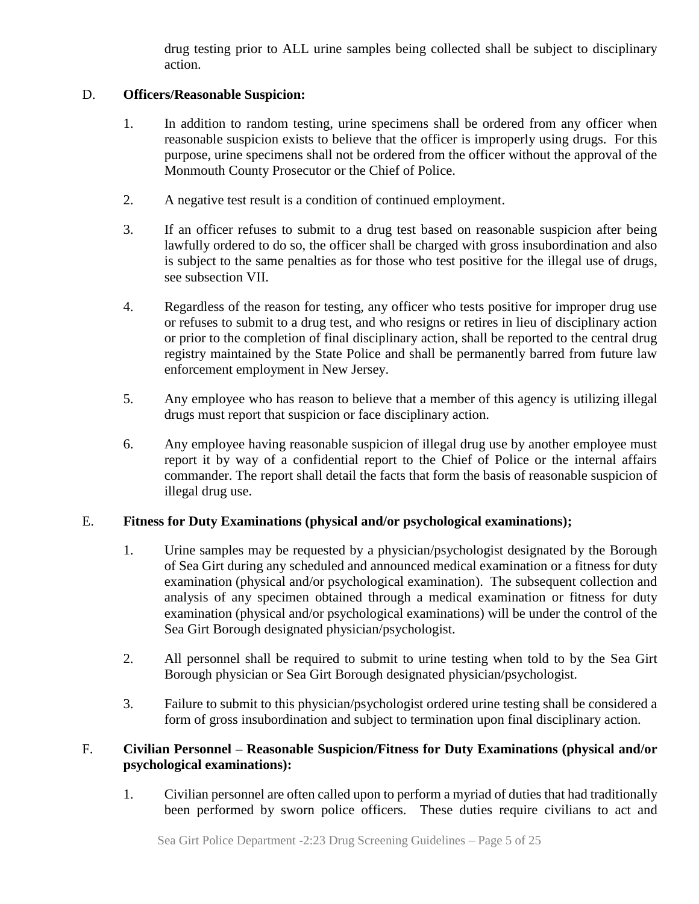drug testing prior to ALL urine samples being collected shall be subject to disciplinary action.

D. **Officers/Reasonable Suspicion:**

1. In addition to random testing, urine specimens shall be ordered from any officer when reasonable suspicion exists to believe that the officer is improperly using drugs. For this purpose, urine specimens shall not be ordered from the officer without the approval of the Monmouth County Prosecutor or the Chief of Police.

2. A negative test result is a condition of continued employment.

3. If an officer refuses to submit to a drug test based on reasonable suspicion after being lawfully ordered to do so, the officer shall be charged with gross insubordination and also is subject to the same penalties as for those who test positive for the illegal use of drugs, see subsection VII.

4. Regardless of the reason for testing, any officer who tests positive for improper drug use or refuses to submit to a drug test, and who resigns or retires in lieu of disciplinary action or prior to the completion of final disciplinary action, shall be reported to the central drug registry maintained by the State Police and shall be permanently barred from future law enforcement employment in New Jersey.

5. Any employee who has reason to believe that a member of this agency is utilizing illegal drugs must report that suspicion or face disciplinary action.

6. Any employee having reasonable suspicion of illegal drug use by another employee must report it by way of a confidential report to the Chief of Police or the internal affairs commander. The report shall detail the facts that form the basis of reasonable suspicion of illegal drug use.

E. **Fitness for Duty Examinations (physical and/or psychological examinations);**

1. Urine samples may be requested by a physician/psychologist designated by the Borough of Sea Girt during any scheduled and announced medical examination or a fitness for duty examination (physical and/or psychological examination). The subsequent collection and analysis of any specimen obtained through a medical examination or fitness for duty examination (physical and/or psychological examinations) will be under the control of the Sea Girt Borough designated physician/psychologist.

2. All personnel shall be required to submit to urine testing when told to by the Sea Girt Borough physician or Sea Girt Borough designated physician/psychologist.

3. Failure to submit to this physician/psychologist ordered urine testing shall be considered a form of gross insubordination and subject to termination upon final disciplinary action.

F. **Civilian Personnel – Reasonable Suspicion/Fitness for Duty Examinations (physical and/or psychological examinations):**

1. Civilian personnel are often called upon to perform a myriad of duties that had traditionally been performed by sworn police officers. These duties require civilians to act and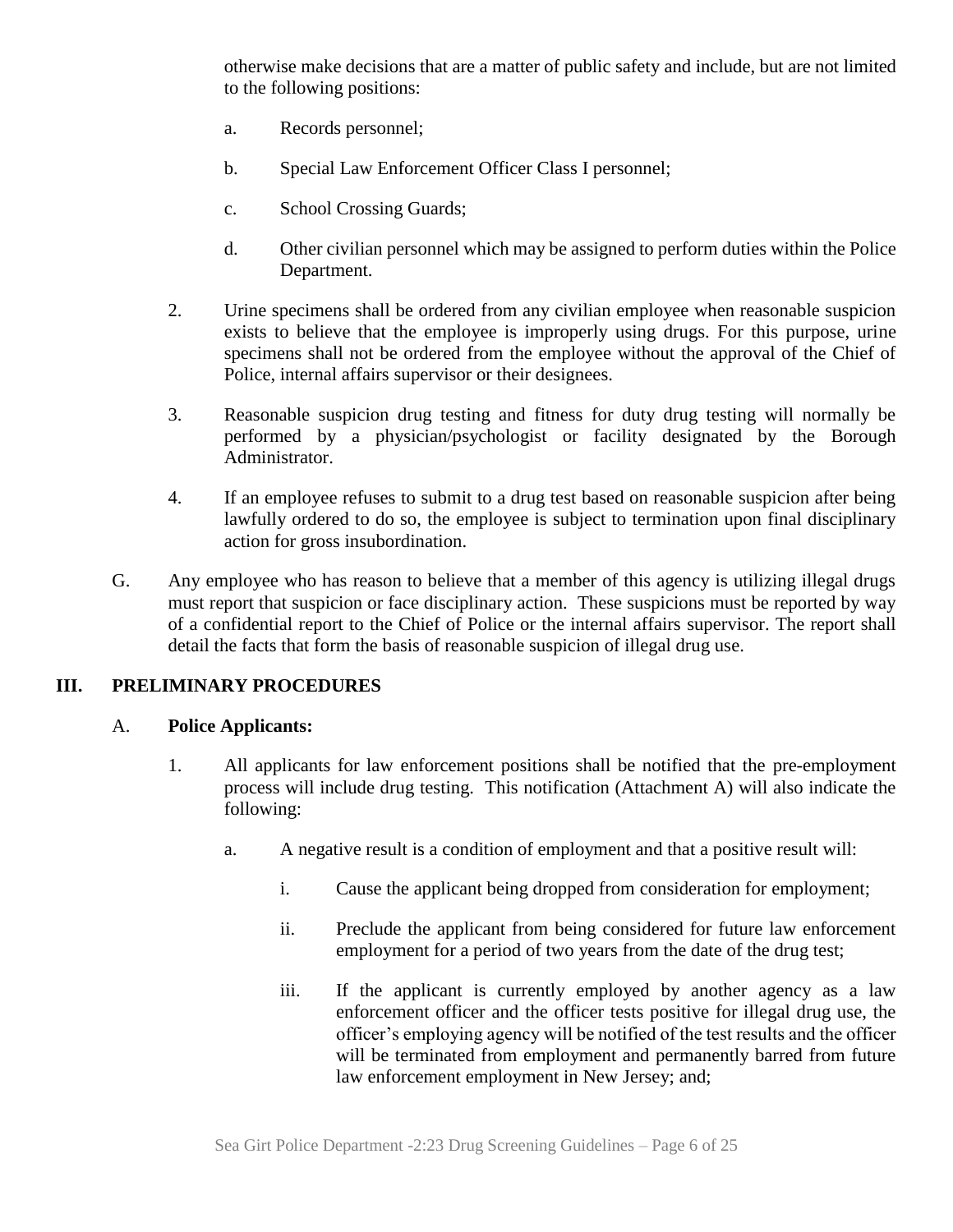otherwise make decisions that are a matter of public safety and include, but are not limited to the following positions:

a. Records personnel;

b. Special Law Enforcement Officer Class I personnel;

c. School Crossing Guards;

d. Other civilian personnel which may be assigned to perform duties within the Police Department.

2. Urine specimens shall be ordered from any civilian employee when reasonable suspicion exists to believe that the employee is improperly using drugs. For this purpose, urine specimens shall not be ordered from the employee without the approval of the Chief of Police, internal affairs supervisor or their designees.

3. Reasonable suspicion drug testing and fitness for duty drug testing will normally be performed by a physician/psychologist or facility designated by the Borough Administrator.

4. If an employee refuses to submit to a drug test based on reasonable suspicion after being lawfully ordered to do so, the employee is subject to termination upon final disciplinary action for gross insubordination.

G. Any employee who has reason to believe that a member of this agency is utilizing illegal drugs must report that suspicion or face disciplinary action. These suspicions must be reported by way of a confidential report to the Chief of Police or the internal affairs supervisor. The report shall detail the facts that form the basis of reasonable suspicion of illegal drug use.

## III. PRELIMINARY PROCEDURES

A. **Police Applicants:**

1. All applicants for law enforcement positions shall be notified that the pre-employment process will include drug testing. This notification (Attachment A) will also indicate the following:

   a. A negative result is a condition of employment and that a positive result will:

      i. Cause the applicant being dropped from consideration for employment;

      ii. Preclude the applicant from being considered for future law enforcement employment for a period of two years from the date of the drug test;

      iii. If the applicant is currently employed by another agency as a law enforcement officer and the officer tests positive for illegal drug use, the officer's employing agency will be notified of the test results and the officer will be terminated from employment and permanently barred from future law enforcement employment in New Jersey; and;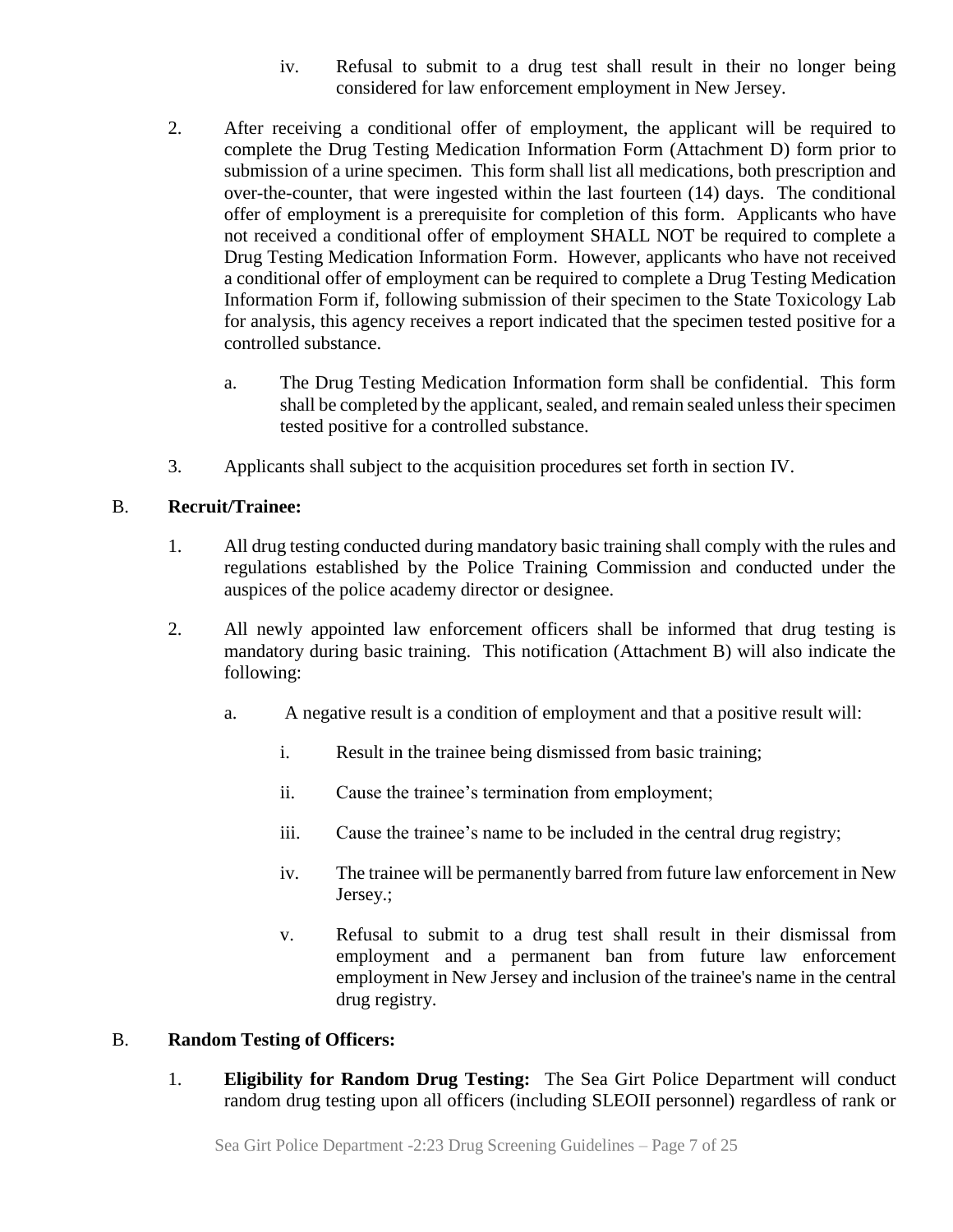iv. Refusal to submit to a drug test shall result in their no longer being considered for law enforcement employment in New Jersey.

2. After receiving a conditional offer of employment, the applicant will be required to complete the Drug Testing Medication Information Form (Attachment D) form prior to submission of a urine specimen. This form shall list all medications, both prescription and over-the-counter, that were ingested within the last fourteen (14) days. The conditional offer of employment is a prerequisite for completion of this form. Applicants who have not received a conditional offer of employment SHALL NOT be required to complete a Drug Testing Medication Information Form. However, applicants who have not received a conditional offer of employment can be required to complete a Drug Testing Medication Information Form if, following submission of their specimen to the State Toxicology Lab for analysis, this agency receives a report indicated that the specimen tested positive for a controlled substance.

   a. The Drug Testing Medication Information form shall be confidential. This form shall be completed by the applicant, sealed, and remain sealed unless their specimen tested positive for a controlled substance.

3. Applicants shall subject to the acquisition procedures set forth in section IV.

B. **Recruit/Trainee:**

1. All drug testing conducted during mandatory basic training shall comply with the rules and regulations established by the Police Training Commission and conducted under the auspices of the police academy director or designee.

2. All newly appointed law enforcement officers shall be informed that drug testing is mandatory during basic training. This notification (Attachment B) will also indicate the following:

   a. A negative result is a condition of employment and that a positive result will:

      i. Result in the trainee being dismissed from basic training;

      ii. Cause the trainee's termination from employment;

      iii. Cause the trainee's name to be included in the central drug registry;

      iv. The trainee will be permanently barred from future law enforcement in New Jersey.;

      v. Refusal to submit to a drug test shall result in their dismissal from employment and a permanent ban from future law enforcement employment in New Jersey and inclusion of the trainee's name in the central drug registry.

B. **Random Testing of Officers:**

1. **Eligibility for Random Drug Testing:** The Sea Girt Police Department will conduct random drug testing upon all officers (including SLEOII personnel) regardless of rank or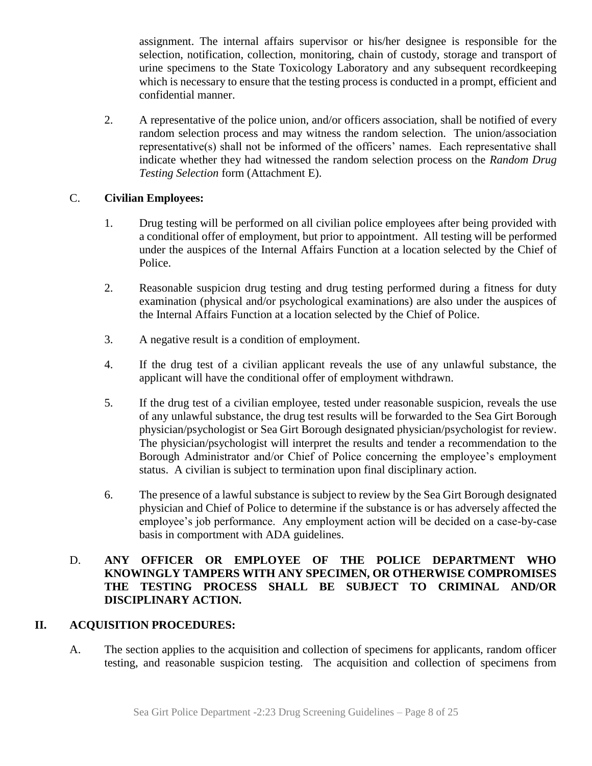assignment. The internal affairs supervisor or his/her designee is responsible for the selection, notification, collection, monitoring, chain of custody, storage and transport of urine specimens to the State Toxicology Laboratory and any subsequent recordkeeping which is necessary to ensure that the testing process is conducted in a prompt, efficient and confidential manner.

2. A representative of the police union, and/or officers association, shall be notified of every random selection process and may witness the random selection. The union/association representative(s) shall not be informed of the officers' names. Each representative shall indicate whether they had witnessed the random selection process on the *Random Drug Testing Selection* form (Attachment E).

C. **Civilian Employees:**

1. Drug testing will be performed on all civilian police employees after being provided with a conditional offer of employment, but prior to appointment. All testing will be performed under the auspices of the Internal Affairs Function at a location selected by the Chief of Police.

2. Reasonable suspicion drug testing and drug testing performed during a fitness for duty examination (physical and/or psychological examinations) are also under the auspices of the Internal Affairs Function at a location selected by the Chief of Police.

3. A negative result is a condition of employment.

4. If the drug test of a civilian applicant reveals the use of any unlawful substance, the applicant will have the conditional offer of employment withdrawn.

5. If the drug test of a civilian employee, tested under reasonable suspicion, reveals the use of any unlawful substance, the drug test results will be forwarded to the Sea Girt Borough physician/psychologist or Sea Girt Borough designated physician/psychologist for review. The physician/psychologist will interpret the results and tender a recommendation to the Borough Administrator and/or Chief of Police concerning the employee's employment status. A civilian is subject to termination upon final disciplinary action.

6. The presence of a lawful substance is subject to review by the Sea Girt Borough designated physician and Chief of Police to determine if the substance is or has adversely affected the employee's job performance. Any employment action will be decided on a case-by-case basis in comportment with ADA guidelines.

D. **ANY OFFICER OR EMPLOYEE OF THE POLICE DEPARTMENT WHO KNOWINGLY TAMPERS WITH ANY SPECIMEN, OR OTHERWISE COMPROMISES THE TESTING PROCESS SHALL BE SUBJECT TO CRIMINAL AND/OR DISCIPLINARY ACTION.**

## II. ACQUISITION PROCEDURES:

A. The section applies to the acquisition and collection of specimens for applicants, random officer testing, and reasonable suspicion testing. The acquisition and collection of specimens from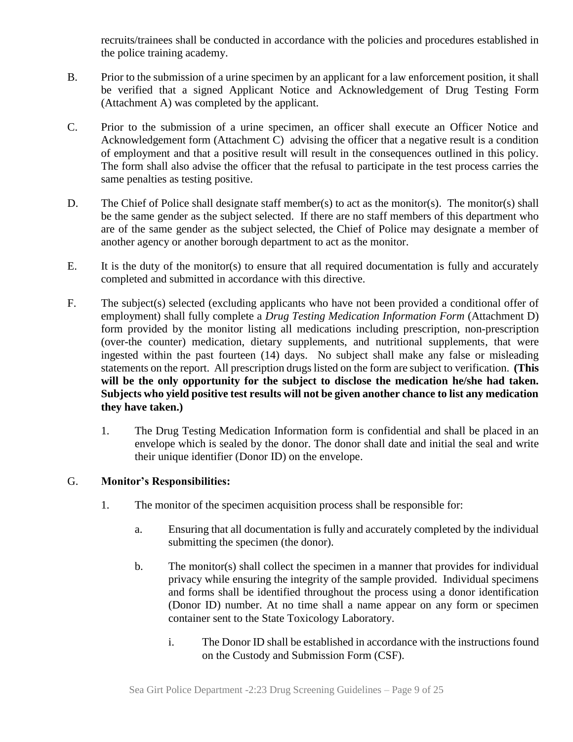recruits/trainees shall be conducted in accordance with the policies and procedures established in the police training academy.

B. Prior to the submission of a urine specimen by an applicant for a law enforcement position, it shall be verified that a signed Applicant Notice and Acknowledgement of Drug Testing Form (Attachment A) was completed by the applicant.

C. Prior to the submission of a urine specimen, an officer shall execute an Officer Notice and Acknowledgement form (Attachment C) advising the officer that a negative result is a condition of employment and that a positive result will result in the consequences outlined in this policy. The form shall also advise the officer that the refusal to participate in the test process carries the same penalties as testing positive.

D. The Chief of Police shall designate staff member(s) to act as the monitor(s). The monitor(s) shall be the same gender as the subject selected. If there are no staff members of this department who are of the same gender as the subject selected, the Chief of Police may designate a member of another agency or another borough department to act as the monitor.

E. It is the duty of the monitor(s) to ensure that all required documentation is fully and accurately completed and submitted in accordance with this directive.

F. The subject(s) selected (excluding applicants who have not been provided a conditional offer of employment) shall fully complete a *Drug Testing Medication Information Form* (Attachment D) form provided by the monitor listing all medications including prescription, non-prescription (over-the counter) medication, dietary supplements, and nutritional supplements, that were ingested within the past fourteen (14) days. No subject shall make any false or misleading statements on the report. All prescription drugs listed on the form are subject to verification. **(This will be the only opportunity for the subject to disclose the medication he/she had taken. Subjects who yield positive test results will not be given another chance to list any medication they have taken.)**

   1. The Drug Testing Medication Information form is confidential and shall be placed in an envelope which is sealed by the donor. The donor shall date and initial the seal and write their unique identifier (Donor ID) on the envelope.

G. **Monitor's Responsibilities:**

   1. The monitor of the specimen acquisition process shall be responsible for:

      a. Ensuring that all documentation is fully and accurately completed by the individual submitting the specimen (the donor).

      b. The monitor(s) shall collect the specimen in a manner that provides for individual privacy while ensuring the integrity of the sample provided. Individual specimens and forms shall be identified throughout the process using a donor identification (Donor ID) number. At no time shall a name appear on any form or specimen container sent to the State Toxicology Laboratory.

         i. The Donor ID shall be established in accordance with the instructions found on the Custody and Submission Form (CSF).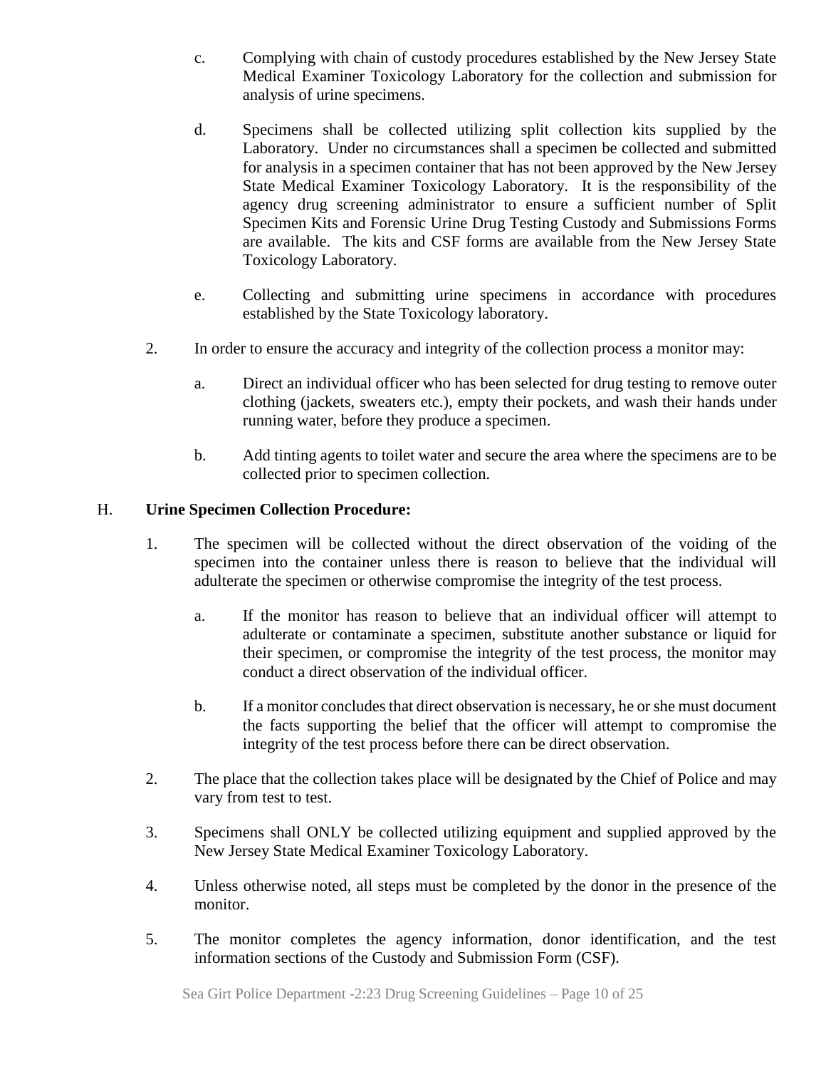c. Complying with chain of custody procedures established by the New Jersey State Medical Examiner Toxicology Laboratory for the collection and submission for analysis of urine specimens.

d. Specimens shall be collected utilizing split collection kits supplied by the Laboratory. Under no circumstances shall a specimen be collected and submitted for analysis in a specimen container that has not been approved by the New Jersey State Medical Examiner Toxicology Laboratory. It is the responsibility of the agency drug screening administrator to ensure a sufficient number of Split Specimen Kits and Forensic Urine Drug Testing Custody and Submissions Forms are available. The kits and CSF forms are available from the New Jersey State Toxicology Laboratory.

e. Collecting and submitting urine specimens in accordance with procedures established by the State Toxicology laboratory.

2. In order to ensure the accuracy and integrity of the collection process a monitor may:

   a. Direct an individual officer who has been selected for drug testing to remove outer clothing (jackets, sweaters etc.), empty their pockets, and wash their hands under running water, before they produce a specimen.

   b. Add tinting agents to toilet water and secure the area where the specimens are to be collected prior to specimen collection.

## H. **Urine Specimen Collection Procedure:**

1. The specimen will be collected without the direct observation of the voiding of the specimen into the container unless there is reason to believe that the individual will adulterate the specimen or otherwise compromise the integrity of the test process.

   a. If the monitor has reason to believe that an individual officer will attempt to adulterate or contaminate a specimen, substitute another substance or liquid for their specimen, or compromise the integrity of the test process, the monitor may conduct a direct observation of the individual officer.

   b. If a monitor concludes that direct observation is necessary, he or she must document the facts supporting the belief that the officer will attempt to compromise the integrity of the test process before there can be direct observation.

2. The place that the collection takes place will be designated by the Chief of Police and may vary from test to test.

3. Specimens shall ONLY be collected utilizing equipment and supplied approved by the New Jersey State Medical Examiner Toxicology Laboratory.

4. Unless otherwise noted, all steps must be completed by the donor in the presence of the monitor.

5. The monitor completes the agency information, donor identification, and the test information sections of the Custody and Submission Form (CSF).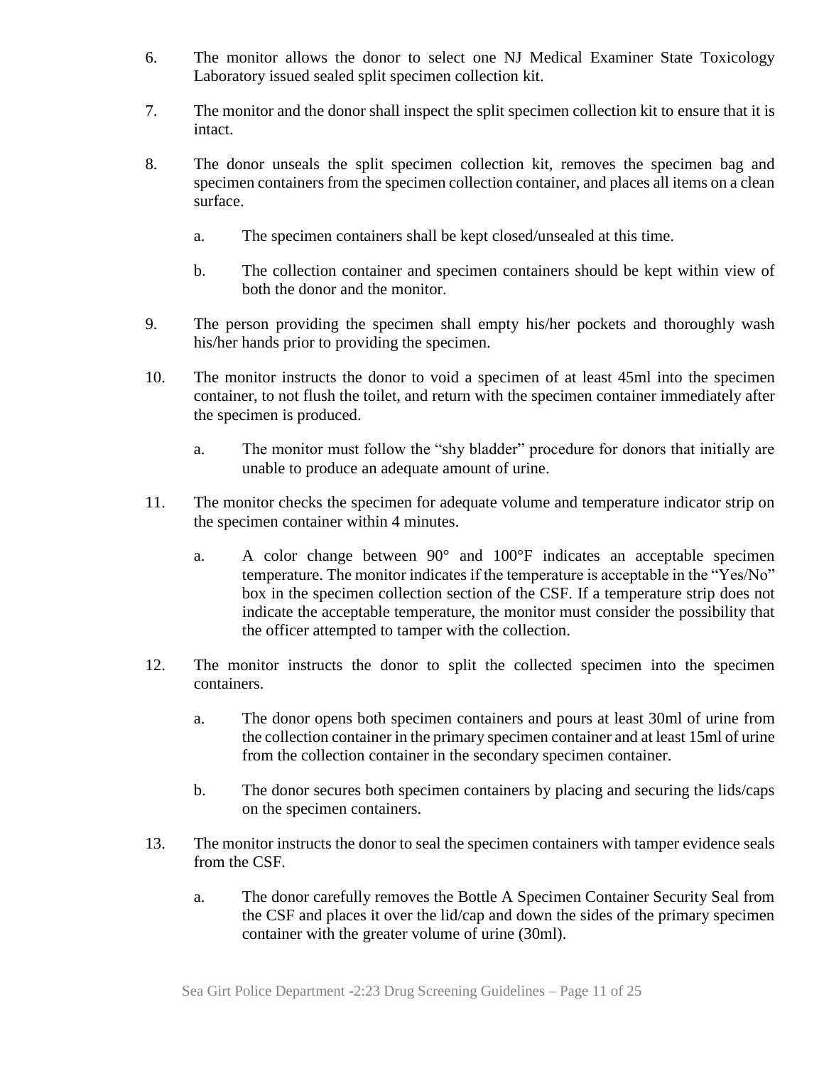6. The monitor allows the donor to select one NJ Medical Examiner State Toxicology Laboratory issued sealed split specimen collection kit.

7. The monitor and the donor shall inspect the split specimen collection kit to ensure that it is intact.

8. The donor unseals the split specimen collection kit, removes the specimen bag and specimen containers from the specimen collection container, and places all items on a clean surface.

   a. The specimen containers shall be kept closed/unsealed at this time.

   b. The collection container and specimen containers should be kept within view of both the donor and the monitor.

9. The person providing the specimen shall empty his/her pockets and thoroughly wash his/her hands prior to providing the specimen.

10. The monitor instructs the donor to void a specimen of at least 45ml into the specimen container, to not flush the toilet, and return with the specimen container immediately after the specimen is produced.

    a. The monitor must follow the "shy bladder" procedure for donors that initially are unable to produce an adequate amount of urine.

11. The monitor checks the specimen for adequate volume and temperature indicator strip on the specimen container within 4 minutes.

    a. A color change between 90° and 100°F indicates an acceptable specimen temperature. The monitor indicates if the temperature is acceptable in the "Yes/No" box in the specimen collection section of the CSF. If a temperature strip does not indicate the acceptable temperature, the monitor must consider the possibility that the officer attempted to tamper with the collection.

12. The monitor instructs the donor to split the collected specimen into the specimen containers.

    a. The donor opens both specimen containers and pours at least 30ml of urine from the collection container in the primary specimen container and at least 15ml of urine from the collection container in the secondary specimen container.

    b. The donor secures both specimen containers by placing and securing the lids/caps on the specimen containers.

13. The monitor instructs the donor to seal the specimen containers with tamper evidence seals from the CSF.

    a. The donor carefully removes the Bottle A Specimen Container Security Seal from the CSF and places it over the lid/cap and down the sides of the primary specimen container with the greater volume of urine (30ml).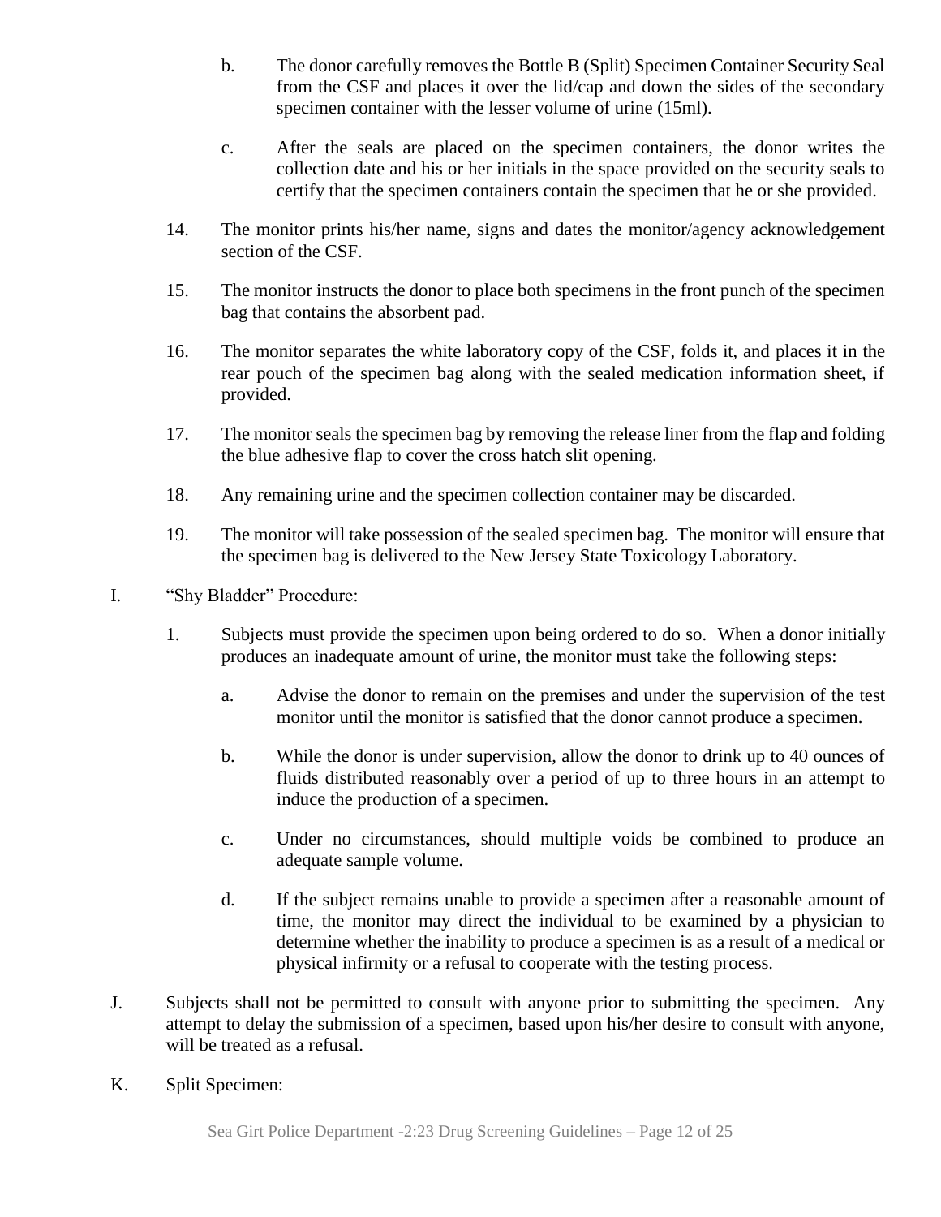b. The donor carefully removes the Bottle B (Split) Specimen Container Security Seal from the CSF and places it over the lid/cap and down the sides of the secondary specimen container with the lesser volume of urine (15ml).

c. After the seals are placed on the specimen containers, the donor writes the collection date and his or her initials in the space provided on the security seals to certify that the specimen containers contain the specimen that he or she provided.

14. The monitor prints his/her name, signs and dates the monitor/agency acknowledgement section of the CSF.

15. The monitor instructs the donor to place both specimens in the front punch of the specimen bag that contains the absorbent pad.

16. The monitor separates the white laboratory copy of the CSF, folds it, and places it in the rear pouch of the specimen bag along with the sealed medication information sheet, if provided.

17. The monitor seals the specimen bag by removing the release liner from the flap and folding the blue adhesive flap to cover the cross hatch slit opening.

18. Any remaining urine and the specimen collection container may be discarded.

19. The monitor will take possession of the sealed specimen bag. The monitor will ensure that the specimen bag is delivered to the New Jersey State Toxicology Laboratory.

I. "Shy Bladder" Procedure:

1. Subjects must provide the specimen upon being ordered to do so. When a donor initially produces an inadequate amount of urine, the monitor must take the following steps:

a. Advise the donor to remain on the premises and under the supervision of the test monitor until the monitor is satisfied that the donor cannot produce a specimen.

b. While the donor is under supervision, allow the donor to drink up to 40 ounces of fluids distributed reasonably over a period of up to three hours in an attempt to induce the production of a specimen.

c. Under no circumstances, should multiple voids be combined to produce an adequate sample volume.

d. If the subject remains unable to provide a specimen after a reasonable amount of time, the monitor may direct the individual to be examined by a physician to determine whether the inability to produce a specimen is as a result of a medical or physical infirmity or a refusal to cooperate with the testing process.

J. Subjects shall not be permitted to consult with anyone prior to submitting the specimen. Any attempt to delay the submission of a specimen, based upon his/her desire to consult with anyone, will be treated as a refusal.

K. Split Specimen: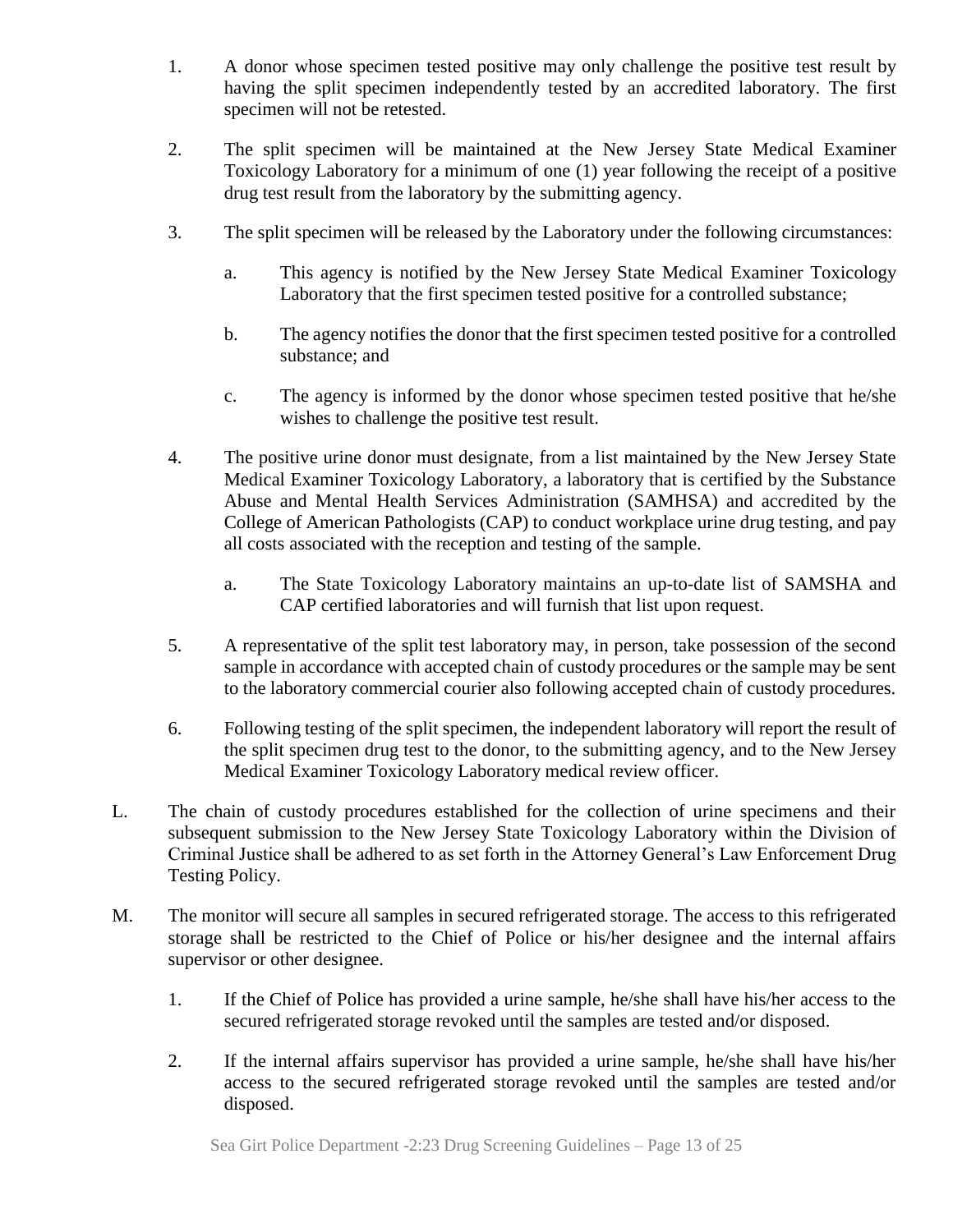1. A donor whose specimen tested positive may only challenge the positive test result by having the split specimen independently tested by an accredited laboratory. The first specimen will not be retested.

2. The split specimen will be maintained at the New Jersey State Medical Examiner Toxicology Laboratory for a minimum of one (1) year following the receipt of a positive drug test result from the laboratory by the submitting agency.

3. The split specimen will be released by the Laboratory under the following circumstances:

   a. This agency is notified by the New Jersey State Medical Examiner Toxicology Laboratory that the first specimen tested positive for a controlled substance;

   b. The agency notifies the donor that the first specimen tested positive for a controlled substance; and

   c. The agency is informed by the donor whose specimen tested positive that he/she wishes to challenge the positive test result.

4. The positive urine donor must designate, from a list maintained by the New Jersey State Medical Examiner Toxicology Laboratory, a laboratory that is certified by the Substance Abuse and Mental Health Services Administration (SAMHSA) and accredited by the College of American Pathologists (CAP) to conduct workplace urine drug testing, and pay all costs associated with the reception and testing of the sample.

   a. The State Toxicology Laboratory maintains an up-to-date list of SAMSHA and CAP certified laboratories and will furnish that list upon request.

5. A representative of the split test laboratory may, in person, take possession of the second sample in accordance with accepted chain of custody procedures or the sample may be sent to the laboratory commercial courier also following accepted chain of custody procedures.

6. Following testing of the split specimen, the independent laboratory will report the result of the split specimen drug test to the donor, to the submitting agency, and to the New Jersey Medical Examiner Toxicology Laboratory medical review officer.

L. The chain of custody procedures established for the collection of urine specimens and their subsequent submission to the New Jersey State Toxicology Laboratory within the Division of Criminal Justice shall be adhered to as set forth in the Attorney General's Law Enforcement Drug Testing Policy.

M. The monitor will secure all samples in secured refrigerated storage. The access to this refrigerated storage shall be restricted to the Chief of Police or his/her designee and the internal affairs supervisor or other designee.

1. If the Chief of Police has provided a urine sample, he/she shall have his/her access to the secured refrigerated storage revoked until the samples are tested and/or disposed.

2. If the internal affairs supervisor has provided a urine sample, he/she shall have his/her access to the secured refrigerated storage revoked until the samples are tested and/or disposed.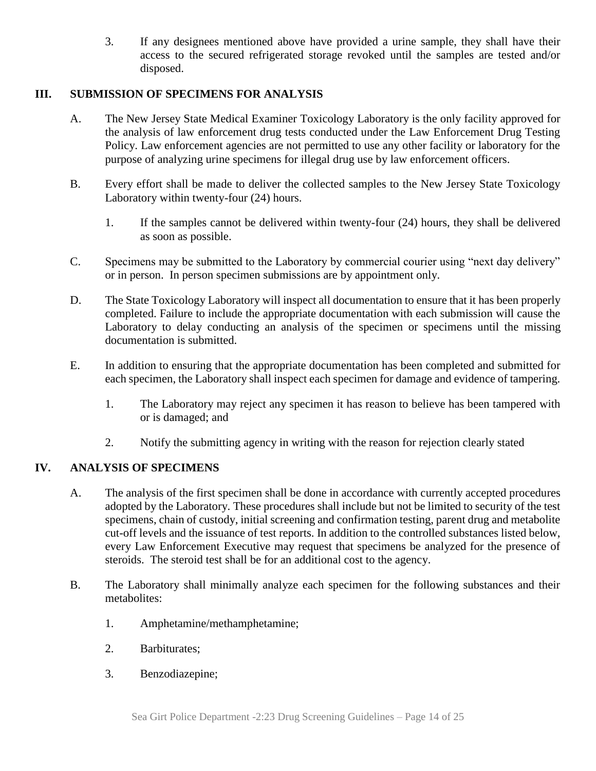3. If any designees mentioned above have provided a urine sample, they shall have their access to the secured refrigerated storage revoked until the samples are tested and/or disposed.

## III. SUBMISSION OF SPECIMENS FOR ANALYSIS

A. The New Jersey State Medical Examiner Toxicology Laboratory is the only facility approved for the analysis of law enforcement drug tests conducted under the Law Enforcement Drug Testing Policy. Law enforcement agencies are not permitted to use any other facility or laboratory for the purpose of analyzing urine specimens for illegal drug use by law enforcement officers.

B. Every effort shall be made to deliver the collected samples to the New Jersey State Toxicology Laboratory within twenty-four (24) hours.

   1. If the samples cannot be delivered within twenty-four (24) hours, they shall be delivered as soon as possible.

C. Specimens may be submitted to the Laboratory by commercial courier using "next day delivery" or in person. In person specimen submissions are by appointment only.

D. The State Toxicology Laboratory will inspect all documentation to ensure that it has been properly completed. Failure to include the appropriate documentation with each submission will cause the Laboratory to delay conducting an analysis of the specimen or specimens until the missing documentation is submitted.

E. In addition to ensuring that the appropriate documentation has been completed and submitted for each specimen, the Laboratory shall inspect each specimen for damage and evidence of tampering.

   1. The Laboratory may reject any specimen it has reason to believe has been tampered with or is damaged; and

   2. Notify the submitting agency in writing with the reason for rejection clearly stated

## IV. ANALYSIS OF SPECIMENS

A. The analysis of the first specimen shall be done in accordance with currently accepted procedures adopted by the Laboratory. These procedures shall include but not be limited to security of the test specimens, chain of custody, initial screening and confirmation testing, parent drug and metabolite cut-off levels and the issuance of test reports. In addition to the controlled substances listed below, every Law Enforcement Executive may request that specimens be analyzed for the presence of steroids. The steroid test shall be for an additional cost to the agency.

B. The Laboratory shall minimally analyze each specimen for the following substances and their metabolites:

   1. Amphetamine/methamphetamine;

   2. Barbiturates;

   3. Benzodiazepine;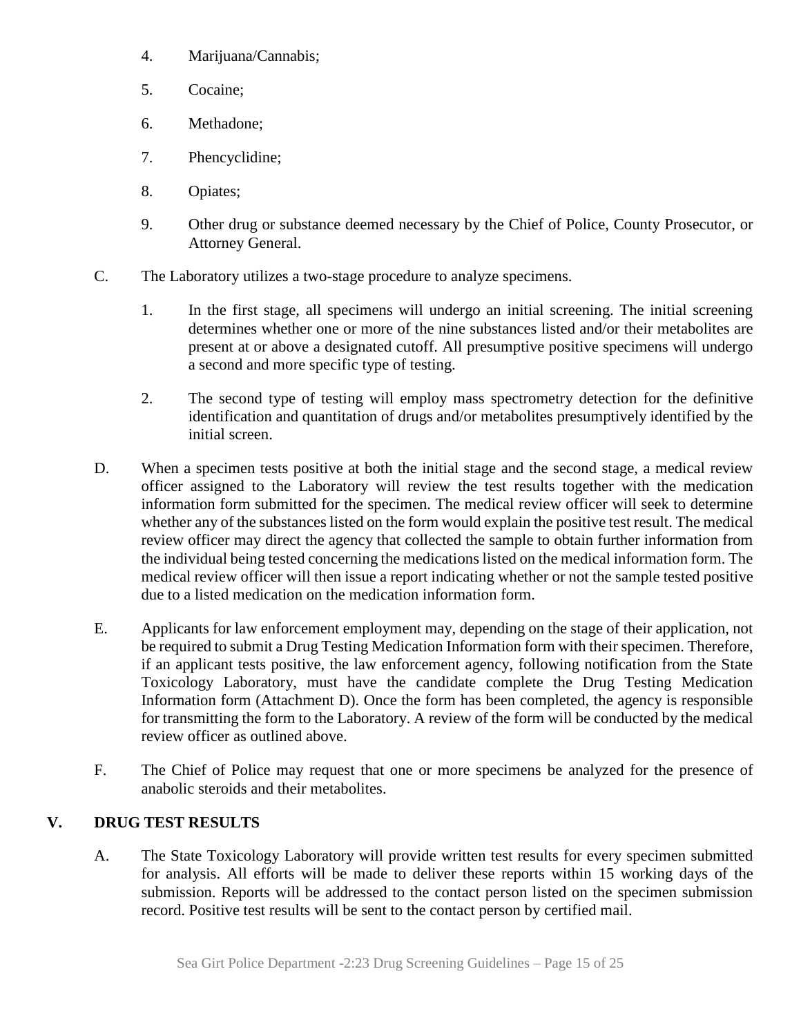4. Marijuana/Cannabis;

5. Cocaine;

6. Methadone;

7. Phencyclidine;

8. Opiates;

9. Other drug or substance deemed necessary by the Chief of Police, County Prosecutor, or Attorney General.

C. The Laboratory utilizes a two-stage procedure to analyze specimens.

   1. In the first stage, all specimens will undergo an initial screening. The initial screening determines whether one or more of the nine substances listed and/or their metabolites are present at or above a designated cutoff. All presumptive positive specimens will undergo a second and more specific type of testing.

   2. The second type of testing will employ mass spectrometry detection for the definitive identification and quantitation of drugs and/or metabolites presumptively identified by the initial screen.

D. When a specimen tests positive at both the initial stage and the second stage, a medical review officer assigned to the Laboratory will review the test results together with the medication information form submitted for the specimen. The medical review officer will seek to determine whether any of the substances listed on the form would explain the positive test result. The medical review officer may direct the agency that collected the sample to obtain further information from the individual being tested concerning the medications listed on the medical information form. The medical review officer will then issue a report indicating whether or not the sample tested positive due to a listed medication on the medication information form.

E. Applicants for law enforcement employment may, depending on the stage of their application, not be required to submit a Drug Testing Medication Information form with their specimen. Therefore, if an applicant tests positive, the law enforcement agency, following notification from the State Toxicology Laboratory, must have the candidate complete the Drug Testing Medication Information form (Attachment D). Once the form has been completed, the agency is responsible for transmitting the form to the Laboratory. A review of the form will be conducted by the medical review officer as outlined above.

F. The Chief of Police may request that one or more specimens be analyzed for the presence of anabolic steroids and their metabolites.

## V. DRUG TEST RESULTS

A. The State Toxicology Laboratory will provide written test results for every specimen submitted for analysis. All efforts will be made to deliver these reports within 15 working days of the submission. Reports will be addressed to the contact person listed on the specimen submission record. Positive test results will be sent to the contact person by certified mail.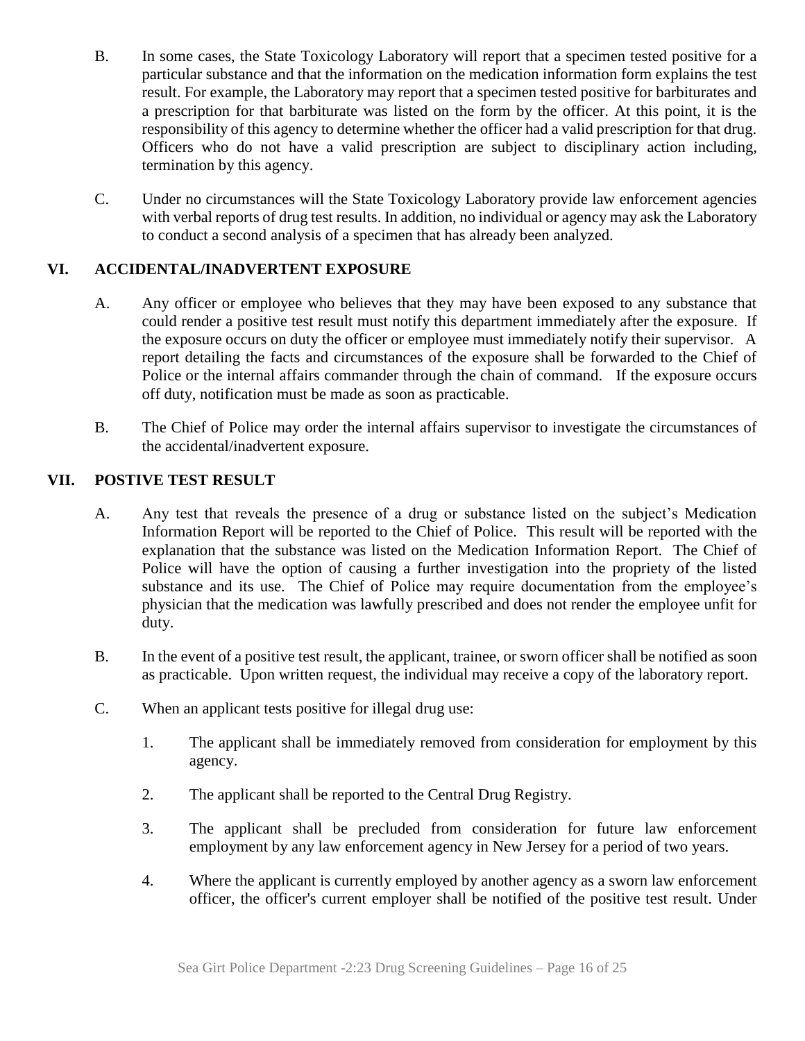B. In some cases, the State Toxicology Laboratory will report that a specimen tested positive for a particular substance and that the information on the medication information form explains the test result. For example, the Laboratory may report that a specimen tested positive for barbiturates and a prescription for that barbiturate was listed on the form by the officer. At this point, it is the responsibility of this agency to determine whether the officer had a valid prescription for that drug. Officers who do not have a valid prescription are subject to disciplinary action including, termination by this agency.

C. Under no circumstances will the State Toxicology Laboratory provide law enforcement agencies with verbal reports of drug test results. In addition, no individual or agency may ask the Laboratory to conduct a second analysis of a specimen that has already been analyzed.

## VI. ACCIDENTAL/INADVERTENT EXPOSURE

A. Any officer or employee who believes that they may have been exposed to any substance that could render a positive test result must notify this department immediately after the exposure. If the exposure occurs on duty the officer or employee must immediately notify their supervisor. A report detailing the facts and circumstances of the exposure shall be forwarded to the Chief of Police or the internal affairs commander through the chain of command. If the exposure occurs off duty, notification must be made as soon as practicable.

B. The Chief of Police may order the internal affairs supervisor to investigate the circumstances of the accidental/inadvertent exposure.

## VII. POSTIVE TEST RESULT

A. Any test that reveals the presence of a drug or substance listed on the subject's Medication Information Report will be reported to the Chief of Police. This result will be reported with the explanation that the substance was listed on the Medication Information Report. The Chief of Police will have the option of causing a further investigation into the propriety of the listed substance and its use. The Chief of Police may require documentation from the employee's physician that the medication was lawfully prescribed and does not render the employee unfit for duty.

B. In the event of a positive test result, the applicant, trainee, or sworn officer shall be notified as soon as practicable. Upon written request, the individual may receive a copy of the laboratory report.

C. When an applicant tests positive for illegal drug use:

1. The applicant shall be immediately removed from consideration for employment by this agency.

2. The applicant shall be reported to the Central Drug Registry.

3. The applicant shall be precluded from consideration for future law enforcement employment by any law enforcement agency in New Jersey for a period of two years.

4. Where the applicant is currently employed by another agency as a sworn law enforcement officer, the officer's current employer shall be notified of the positive test result. Under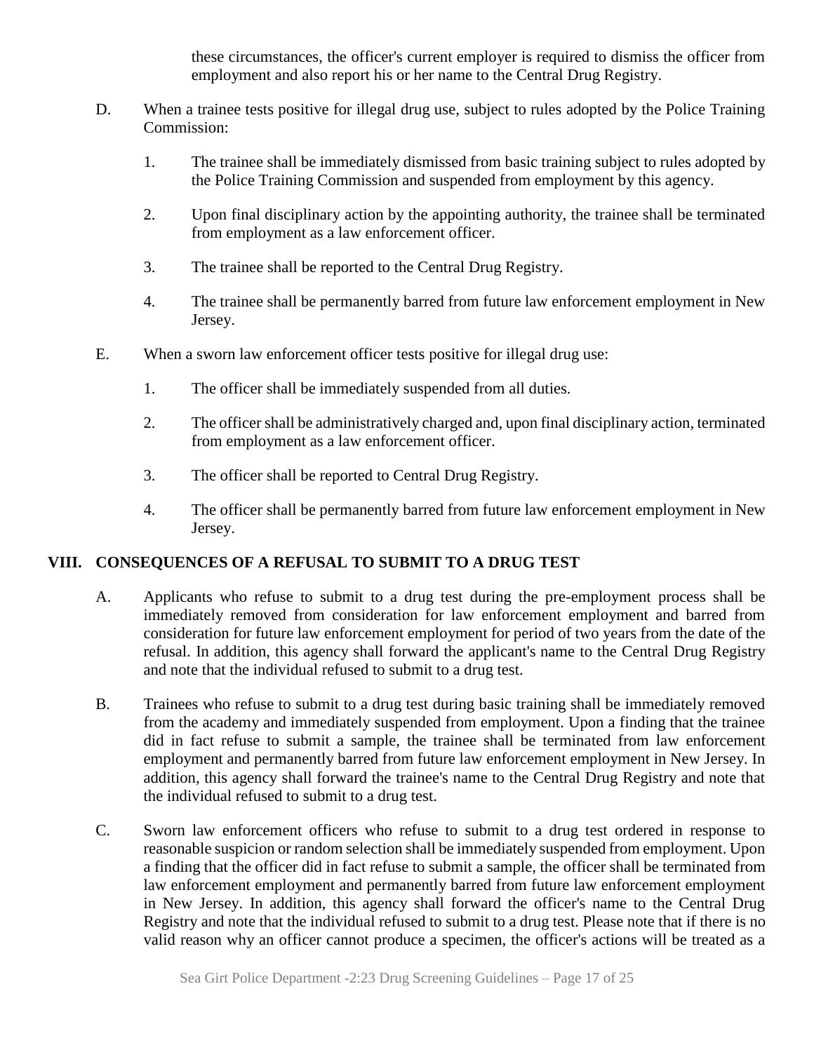these circumstances, the officer's current employer is required to dismiss the officer from employment and also report his or her name to the Central Drug Registry.

D. When a trainee tests positive for illegal drug use, subject to rules adopted by the Police Training Commission:

   1. The trainee shall be immediately dismissed from basic training subject to rules adopted by the Police Training Commission and suspended from employment by this agency.

   2. Upon final disciplinary action by the appointing authority, the trainee shall be terminated from employment as a law enforcement officer.

   3. The trainee shall be reported to the Central Drug Registry.

   4. The trainee shall be permanently barred from future law enforcement employment in New Jersey.

E. When a sworn law enforcement officer tests positive for illegal drug use:

   1. The officer shall be immediately suspended from all duties.

   2. The officer shall be administratively charged and, upon final disciplinary action, terminated from employment as a law enforcement officer.

   3. The officer shall be reported to Central Drug Registry.

   4. The officer shall be permanently barred from future law enforcement employment in New Jersey.

## VIII. CONSEQUENCES OF A REFUSAL TO SUBMIT TO A DRUG TEST

A. Applicants who refuse to submit to a drug test during the pre-employment process shall be immediately removed from consideration for law enforcement employment and barred from consideration for future law enforcement employment for period of two years from the date of the refusal. In addition, this agency shall forward the applicant's name to the Central Drug Registry and note that the individual refused to submit to a drug test.

B. Trainees who refuse to submit to a drug test during basic training shall be immediately removed from the academy and immediately suspended from employment. Upon a finding that the trainee did in fact refuse to submit a sample, the trainee shall be terminated from law enforcement employment and permanently barred from future law enforcement employment in New Jersey. In addition, this agency shall forward the trainee's name to the Central Drug Registry and note that the individual refused to submit to a drug test.

C. Sworn law enforcement officers who refuse to submit to a drug test ordered in response to reasonable suspicion or random selection shall be immediately suspended from employment. Upon a finding that the officer did in fact refuse to submit a sample, the officer shall be terminated from law enforcement employment and permanently barred from future law enforcement employment in New Jersey. In addition, this agency shall forward the officer's name to the Central Drug Registry and note that the individual refused to submit to a drug test. Please note that if there is no valid reason why an officer cannot produce a specimen, the officer's actions will be treated as a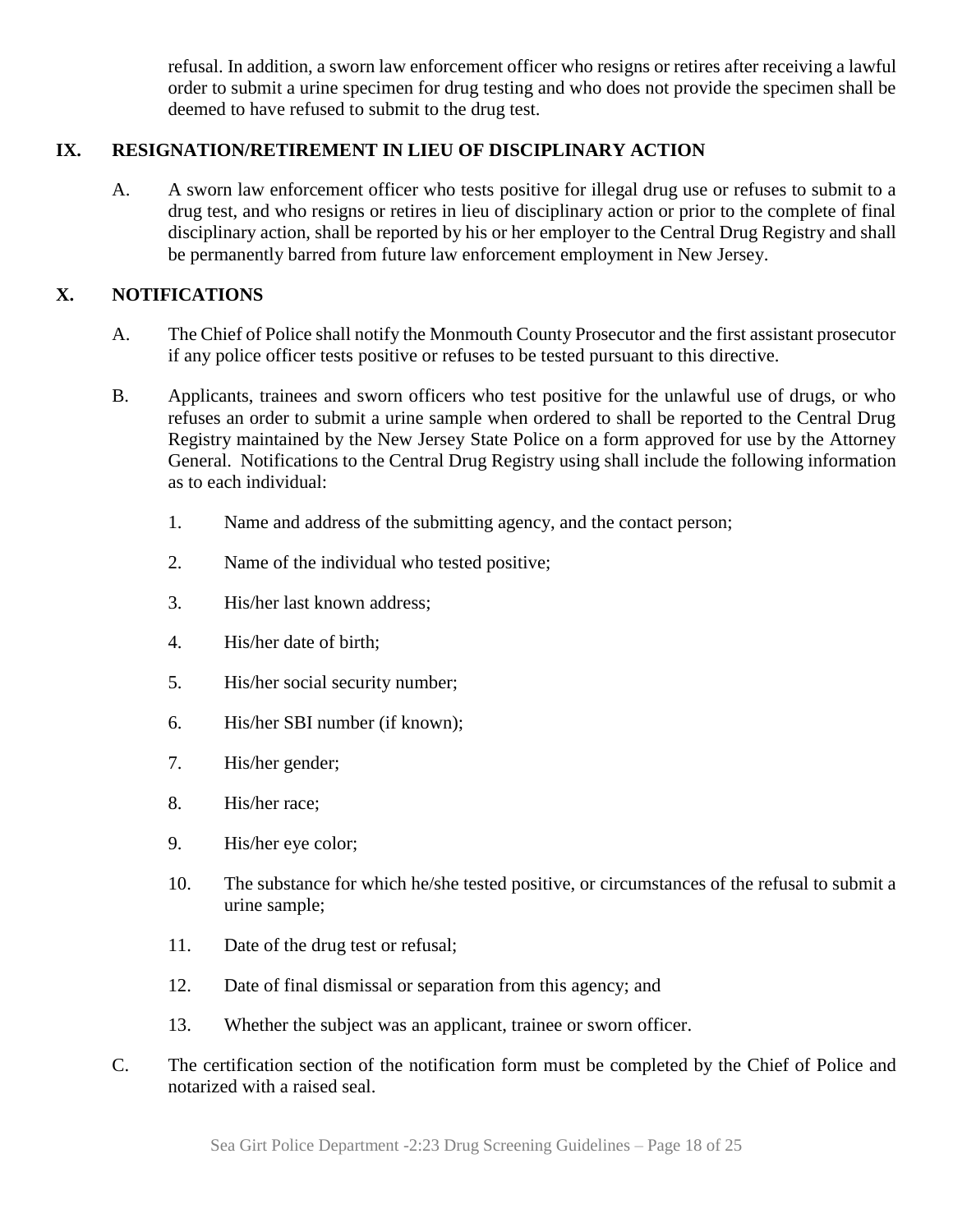refusal. In addition, a sworn law enforcement officer who resigns or retires after receiving a lawful order to submit a urine specimen for drug testing and who does not provide the specimen shall be deemed to have refused to submit to the drug test.

## IX. RESIGNATION/RETIREMENT IN LIEU OF DISCIPLINARY ACTION

A. A sworn law enforcement officer who tests positive for illegal drug use or refuses to submit to a drug test, and who resigns or retires in lieu of disciplinary action or prior to the complete of final disciplinary action, shall be reported by his or her employer to the Central Drug Registry and shall be permanently barred from future law enforcement employment in New Jersey.

## X. NOTIFICATIONS

A. The Chief of Police shall notify the Monmouth County Prosecutor and the first assistant prosecutor if any police officer tests positive or refuses to be tested pursuant to this directive.

B. Applicants, trainees and sworn officers who test positive for the unlawful use of drugs, or who refuses an order to submit a urine sample when ordered to shall be reported to the Central Drug Registry maintained by the New Jersey State Police on a form approved for use by the Attorney General. Notifications to the Central Drug Registry using shall include the following information as to each individual:

1. Name and address of the submitting agency, and the contact person;
2. Name of the individual who tested positive;
3. His/her last known address;
4. His/her date of birth;
5. His/her social security number;
6. His/her SBI number (if known);
7. His/her gender;
8. His/her race;
9. His/her eye color;
10. The substance for which he/she tested positive, or circumstances of the refusal to submit a urine sample;
11. Date of the drug test or refusal;
12. Date of final dismissal or separation from this agency; and
13. Whether the subject was an applicant, trainee or sworn officer.

C. The certification section of the notification form must be completed by the Chief of Police and notarized with a raised seal.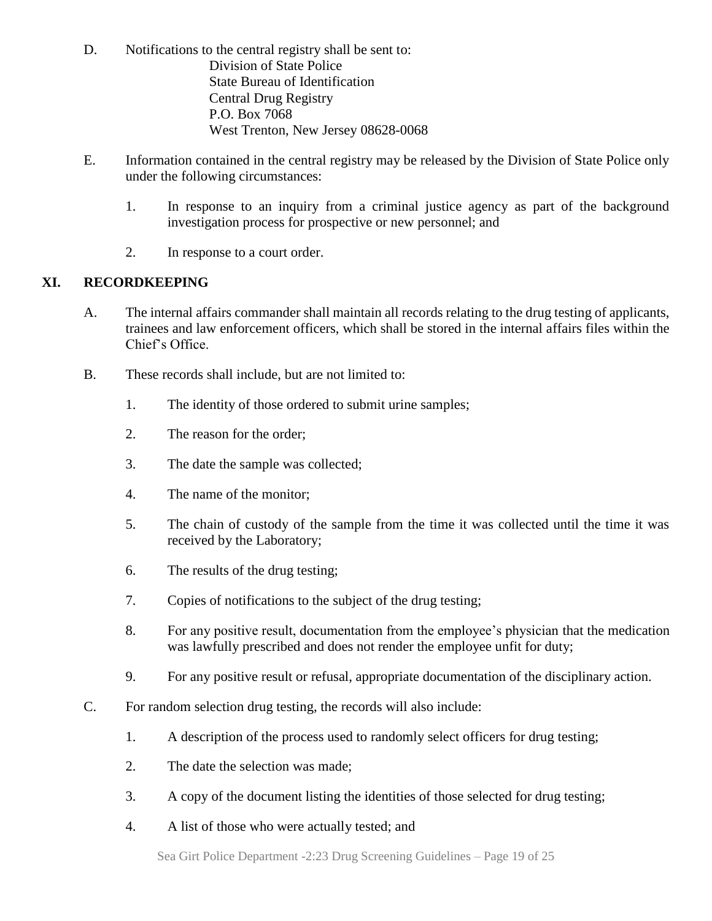D. Notifications to the central registry shall be sent to:

Division of State Police
State Bureau of Identification
Central Drug Registry
P.O. Box 7068
West Trenton, New Jersey 08628-0068

E. Information contained in the central registry may be released by the Division of State Police only under the following circumstances:

1. In response to an inquiry from a criminal justice agency as part of the background investigation process for prospective or new personnel; and

2. In response to a court order.

## XI. RECORDKEEPING

A. The internal affairs commander shall maintain all records relating to the drug testing of applicants, trainees and law enforcement officers, which shall be stored in the internal affairs files within the Chief's Office.

B. These records shall include, but are not limited to:

1. The identity of those ordered to submit urine samples;

2. The reason for the order;

3. The date the sample was collected;

4. The name of the monitor;

5. The chain of custody of the sample from the time it was collected until the time it was received by the Laboratory;

6. The results of the drug testing;

7. Copies of notifications to the subject of the drug testing;

8. For any positive result, documentation from the employee's physician that the medication was lawfully prescribed and does not render the employee unfit for duty;

9. For any positive result or refusal, appropriate documentation of the disciplinary action.

C. For random selection drug testing, the records will also include:

1. A description of the process used to randomly select officers for drug testing;

2. The date the selection was made;

3. A copy of the document listing the identities of those selected for drug testing;

4. A list of those who were actually tested; and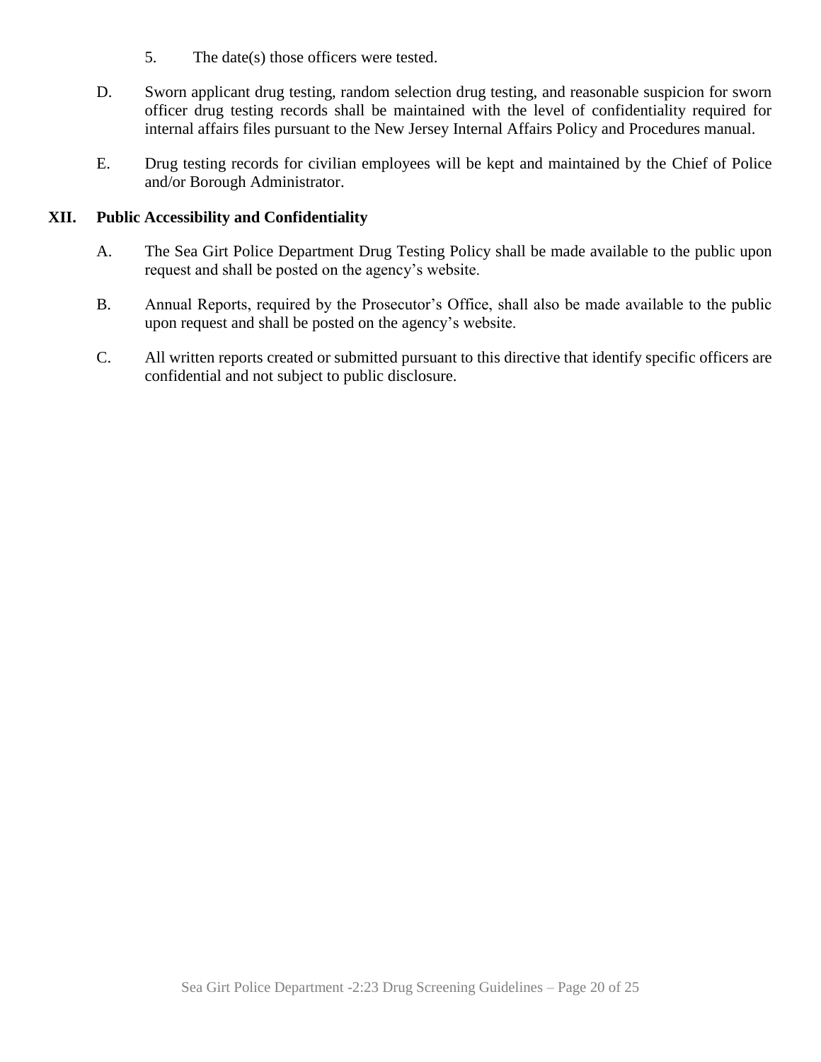5. The date(s) those officers were tested.

D. Sworn applicant drug testing, random selection drug testing, and reasonable suspicion for sworn officer drug testing records shall be maintained with the level of confidentiality required for internal affairs files pursuant to the New Jersey Internal Affairs Policy and Procedures manual.

E. Drug testing records for civilian employees will be kept and maintained by the Chief of Police and/or Borough Administrator.

## XII. Public Accessibility and Confidentiality

A. The Sea Girt Police Department Drug Testing Policy shall be made available to the public upon request and shall be posted on the agency's website.

B. Annual Reports, required by the Prosecutor's Office, shall also be made available to the public upon request and shall be posted on the agency's website.

C. All written reports created or submitted pursuant to this directive that identify specific officers are confidential and not subject to public disclosure.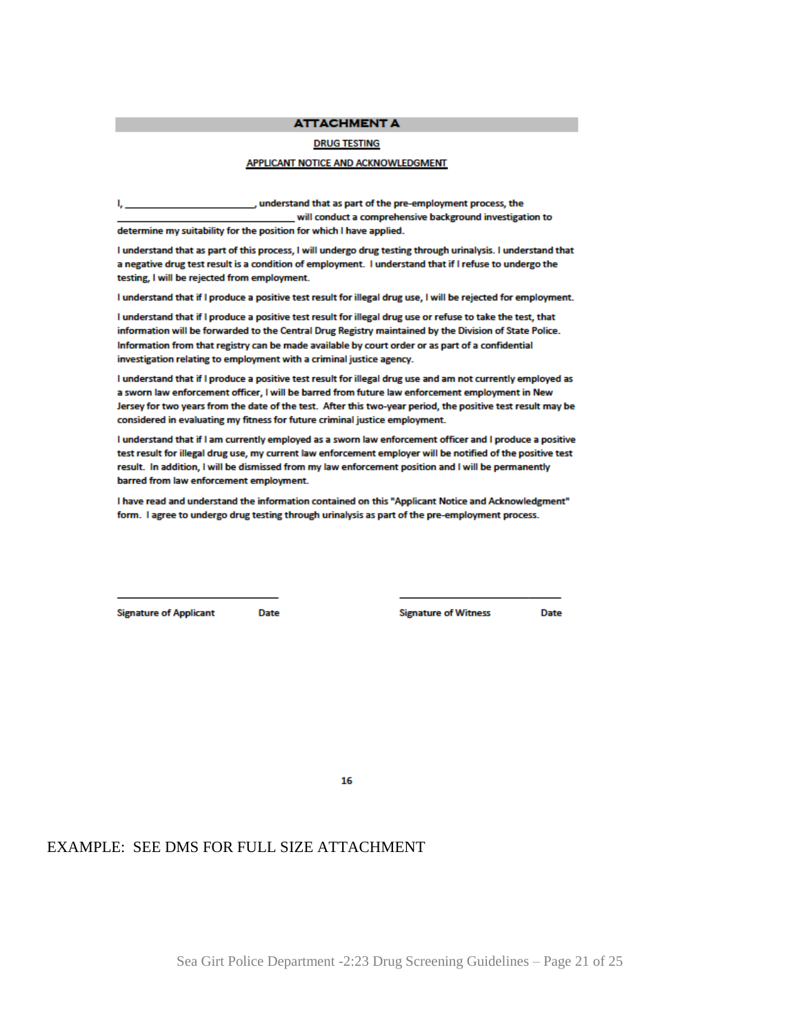## ATTACHMENT A

**DRUG TESTING**

**APPLICANT NOTICE AND ACKNOWLEDGMENT**

I, ________________________, understand that as part of the pre-employment process, the ________________________________ will conduct a comprehensive background investigation to determine my suitability for the position for which I have applied.

I understand that as part of this process, I will undergo drug testing through urinalysis. I understand that a negative drug test result is a condition of employment. I understand that if I refuse to undergo the testing, I will be rejected from employment.

I understand that if I produce a positive test result for illegal drug use, I will be rejected for employment.

I understand that if I produce a positive test result for illegal drug use or refuse to take the test, that information will be forwarded to the Central Drug Registry maintained by the Division of State Police. Information from that registry can be made available by court order or as part of a confidential investigation relating to employment with a criminal justice agency.

I understand that if I produce a positive test result for illegal drug use and am not currently employed as a sworn law enforcement officer, I will be barred from future law enforcement employment in New Jersey for two years from the date of the test. After this two-year period, the positive test result may be considered in evaluating my fitness for future criminal justice employment.

I understand that if I am currently employed as a sworn law enforcement officer and I produce a positive test result for illegal drug use, my current law enforcement employer will be notified of the positive test result. In addition, I will be dismissed from my law enforcement position and I will be permanently barred from law enforcement employment.

I have read and understand the information contained on this "Applicant Notice and Acknowledgment" form. I agree to undergo drug testing through urinalysis as part of the pre-employment process.

______________________________          ______________________________

Signature of Applicant          Date          Signature of Witness          Date

16

EXAMPLE: SEE DMS FOR FULL SIZE ATTACHMENT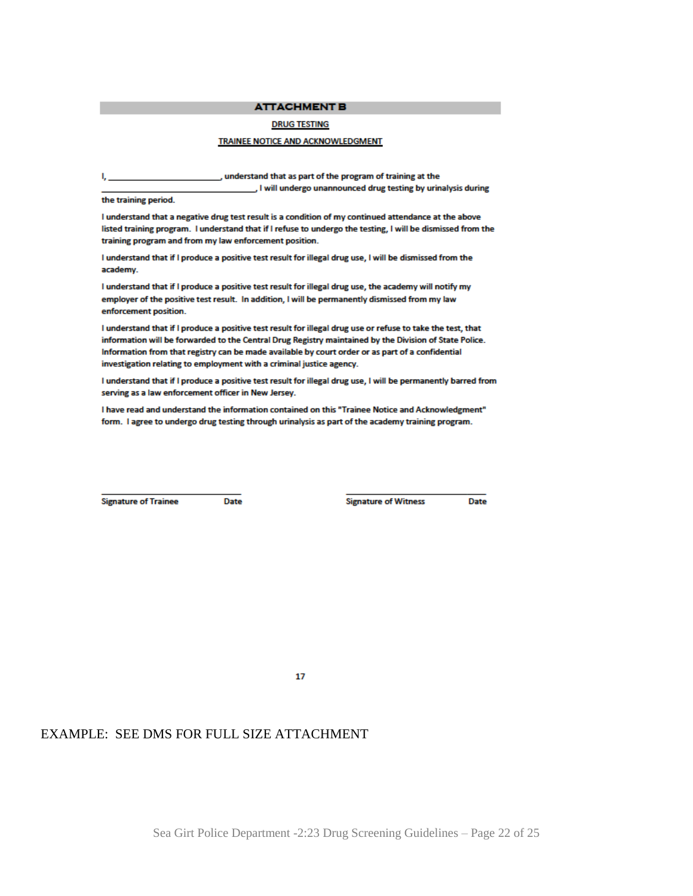## ATTACHMENT B

**DRUG TESTING**

**TRAINEE NOTICE AND ACKNOWLEDGMENT**

I, _______________________, understand that as part of the program of training at the _______________________________, I will undergo unannounced drug testing by urinalysis during the training period.

I understand that a negative drug test result is a condition of my continued attendance at the above listed training program. I understand that if I refuse to undergo the testing, I will be dismissed from the training program and from my law enforcement position.

I understand that if I produce a positive test result for illegal drug use, I will be dismissed from the academy.

I understand that if I produce a positive test result for illegal drug use, the academy will notify my employer of the positive test result. In addition, I will be permanently dismissed from my law enforcement position.

I understand that if I produce a positive test result for illegal drug use or refuse to take the test, that information will be forwarded to the Central Drug Registry maintained by the Division of State Police. Information from that registry can be made available by court order or as part of a confidential investigation relating to employment with a criminal justice agency.

I understand that if I produce a positive test result for illegal drug use, I will be permanently barred from serving as a law enforcement officer in New Jersey.

I have read and understand the information contained on this "Trainee Notice and Acknowledgment" form. I agree to undergo drug testing through urinalysis as part of the academy training program.

_______________________________ &nbsp;&nbsp;&nbsp;&nbsp;&nbsp;&nbsp;&nbsp;&nbsp; _______________________________

Signature of Trainee &nbsp;&nbsp;&nbsp;&nbsp; Date &nbsp;&nbsp;&nbsp;&nbsp;&nbsp;&nbsp;&nbsp;&nbsp; Signature of Witness &nbsp;&nbsp;&nbsp;&nbsp; Date

17

EXAMPLE: SEE DMS FOR FULL SIZE ATTACHMENT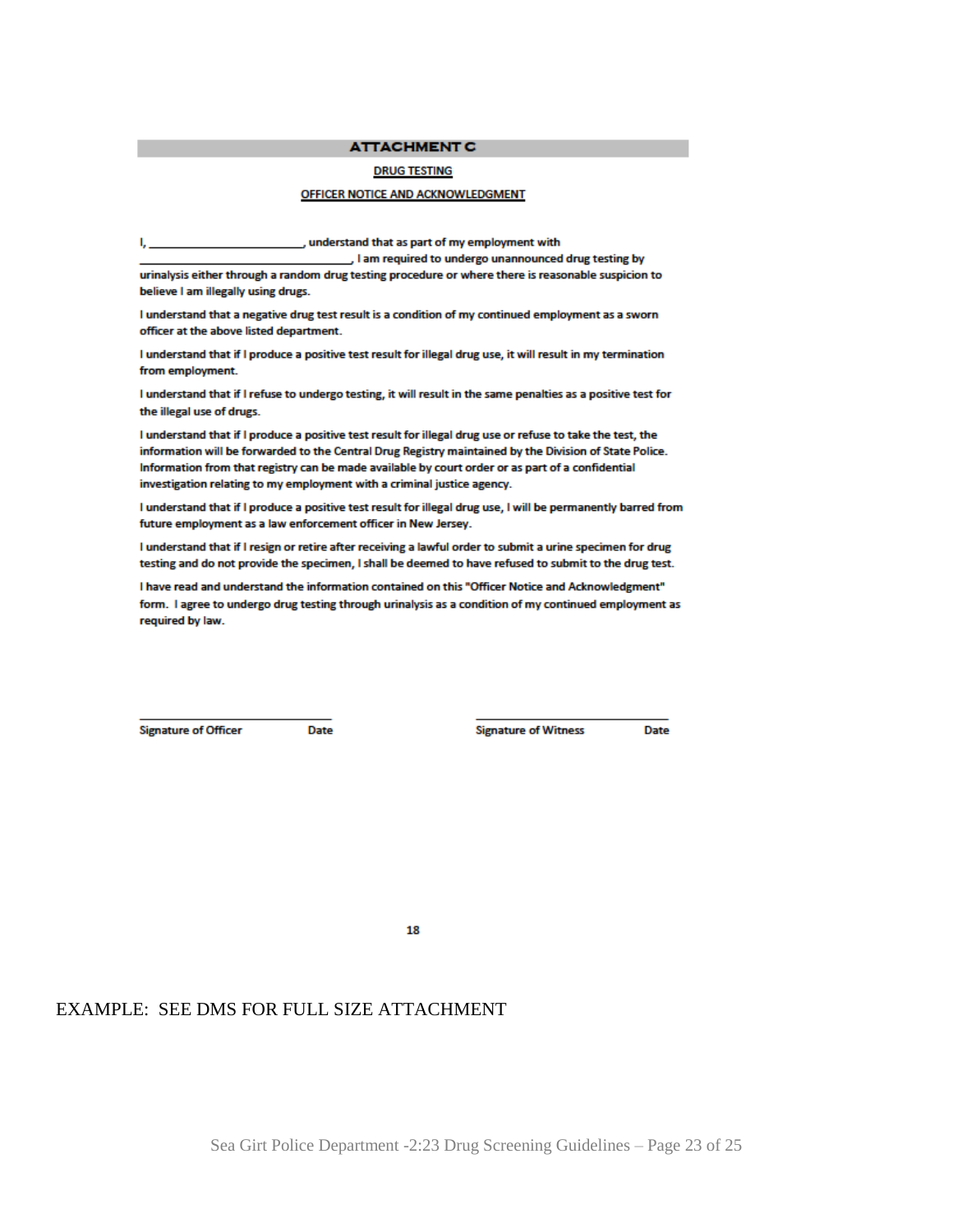## ATTACHMENT C

**DRUG TESTING**

**OFFICER NOTICE AND ACKNOWLEDGMENT**

I, ________________________, understand that as part of my employment with ________________________________, I am required to undergo unannounced drug testing by urinalysis either through a random drug testing procedure or where there is reasonable suspicion to believe I am illegally using drugs.

I understand that a negative drug test result is a condition of my continued employment as a sworn officer at the above listed department.

I understand that if I produce a positive test result for illegal drug use, it will result in my termination from employment.

I understand that if I refuse to undergo testing, it will result in the same penalties as a positive test for the illegal use of drugs.

I understand that if I produce a positive test result for illegal drug use or refuse to take the test, the information will be forwarded to the Central Drug Registry maintained by the Division of State Police. Information from that registry can be made available by court order or as part of a confidential investigation relating to my employment with a criminal justice agency.

I understand that if I produce a positive test result for illegal drug use, I will be permanently barred from future employment as a law enforcement officer in New Jersey.

I understand that if I resign or retire after receiving a lawful order to submit a urine specimen for drug testing and do not provide the specimen, I shall be deemed to have refused to submit to the drug test.

I have read and understand the information contained on this "Officer Notice and Acknowledgment" form. I agree to undergo drug testing through urinalysis as a condition of my continued employment as required by law.

______________________________ ______________________________
Signature of Officer Date Signature of Witness Date

18

EXAMPLE: SEE DMS FOR FULL SIZE ATTACHMENT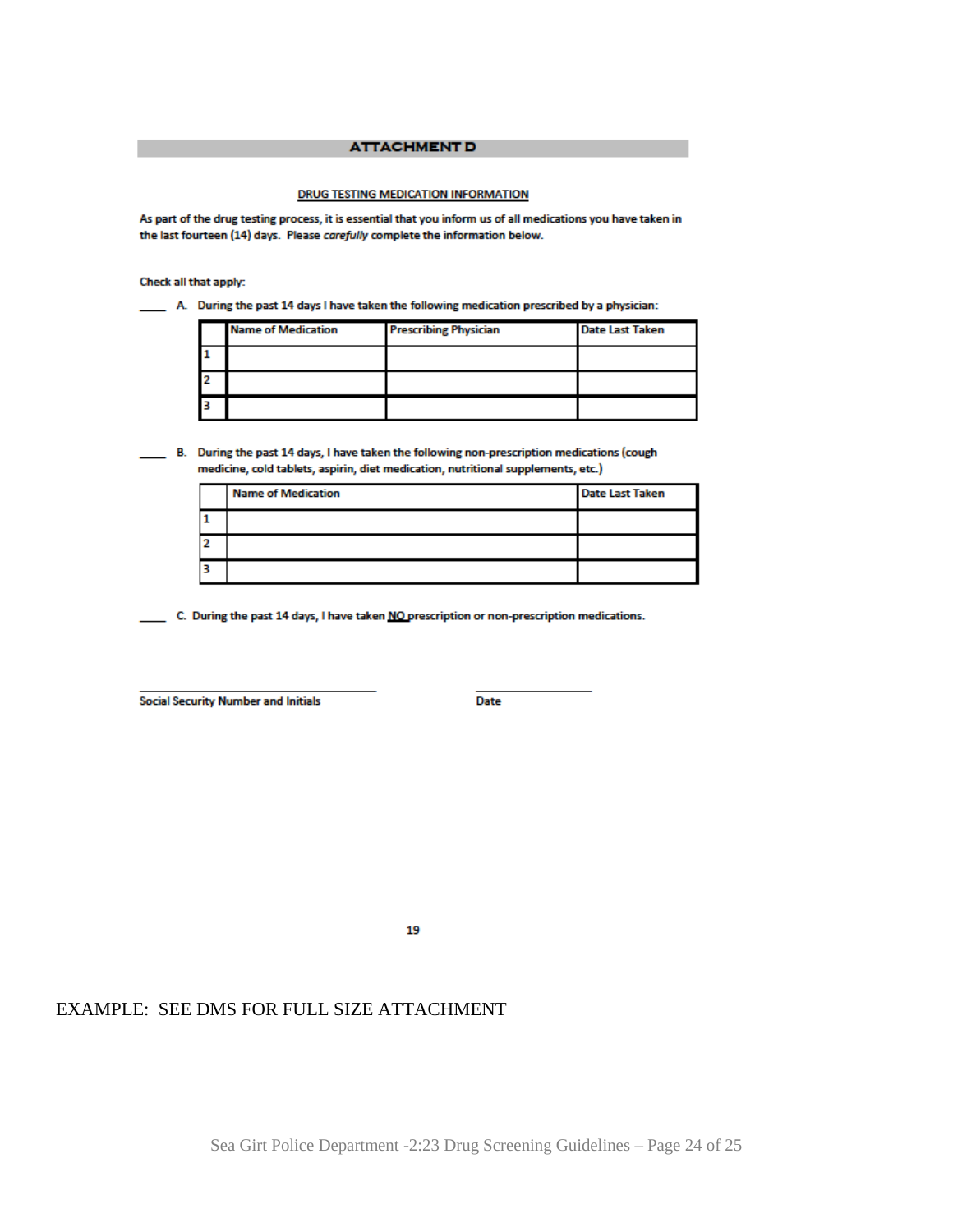## ATTACHMENT D

**DRUG TESTING MEDICATION INFORMATION**

**As part of the drug testing process, it is essential that you inform us of all medications you have taken in the last fourteen (14) days. Please *carefully* complete the information below.**

**Check all that apply:**

____ **A. During the past 14 days I have taken the following medication prescribed by a physician:**

| | Name of Medication | Prescribing Physician | Date Last Taken |
|---|---|---|---|
| 1 | | | |
| 2 | | | |
| 3 | | | |

____ **B. During the past 14 days, I have taken the following non-prescription medications (cough medicine, cold tablets, aspirin, diet medication, nutritional supplements, etc.)**

| | Name of Medication | Date Last Taken |
|---|---|---|
| 1 | | |
| 2 | | |
| 3 | | |

____ **C. During the past 14 days, I have taken NO prescription or non-prescription medications.**

______________________________ ______________

**Social Security Number and Initials** **Date**

19

EXAMPLE: SEE DMS FOR FULL SIZE ATTACHMENT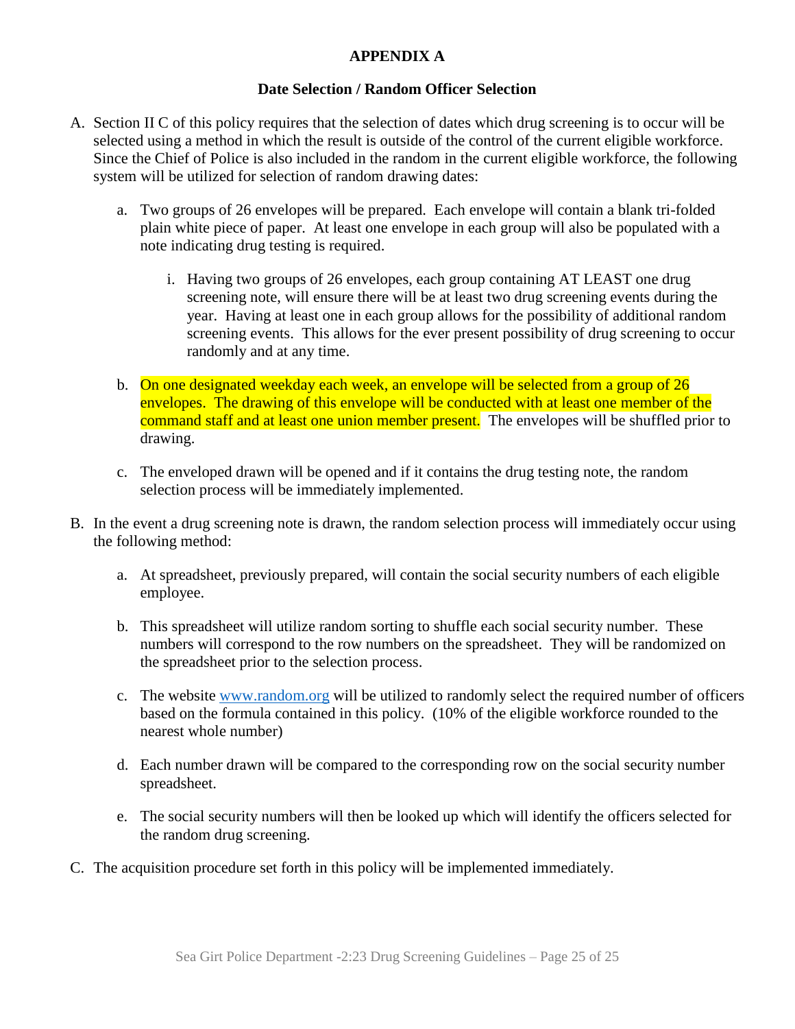# APPENDIX A

## Date Selection / Random Officer Selection

A. Section II C of this policy requires that the selection of dates which drug screening is to occur will be selected using a method in which the result is outside of the control of the current eligible workforce. Since the Chief of Police is also included in the random in the current eligible workforce, the following system will be utilized for selection of random drawing dates:

   a. Two groups of 26 envelopes will be prepared. Each envelope will contain a blank tri-folded plain white piece of paper. At least one envelope in each group will also be populated with a note indicating drug testing is required.

      i. Having two groups of 26 envelopes, each group containing AT LEAST one drug screening note, will ensure there will be at least two drug screening events during the year. Having at least one in each group allows for the possibility of additional random screening events. This allows for the ever present possibility of drug screening to occur randomly and at any time.

   b. On one designated weekday each week, an envelope will be selected from a group of 26 envelopes. The drawing of this envelope will be conducted with at least one member of the command staff and at least one union member present. The envelopes will be shuffled prior to drawing.

   c. The enveloped drawn will be opened and if it contains the drug testing note, the random selection process will be immediately implemented.

B. In the event a drug screening note is drawn, the random selection process will immediately occur using the following method:

   a. At spreadsheet, previously prepared, will contain the social security numbers of each eligible employee.

   b. This spreadsheet will utilize random sorting to shuffle each social security number. These numbers will correspond to the row numbers on the spreadsheet. They will be randomized on the spreadsheet prior to the selection process.

   c. The website [www.random.org](http://www.random.org) will be utilized to randomly select the required number of officers based on the formula contained in this policy. (10% of the eligible workforce rounded to the nearest whole number)

   d. Each number drawn will be compared to the corresponding row on the social security number spreadsheet.

   e. The social security numbers will then be looked up which will identify the officers selected for the random drug screening.

C. The acquisition procedure set forth in this policy will be implemented immediately.